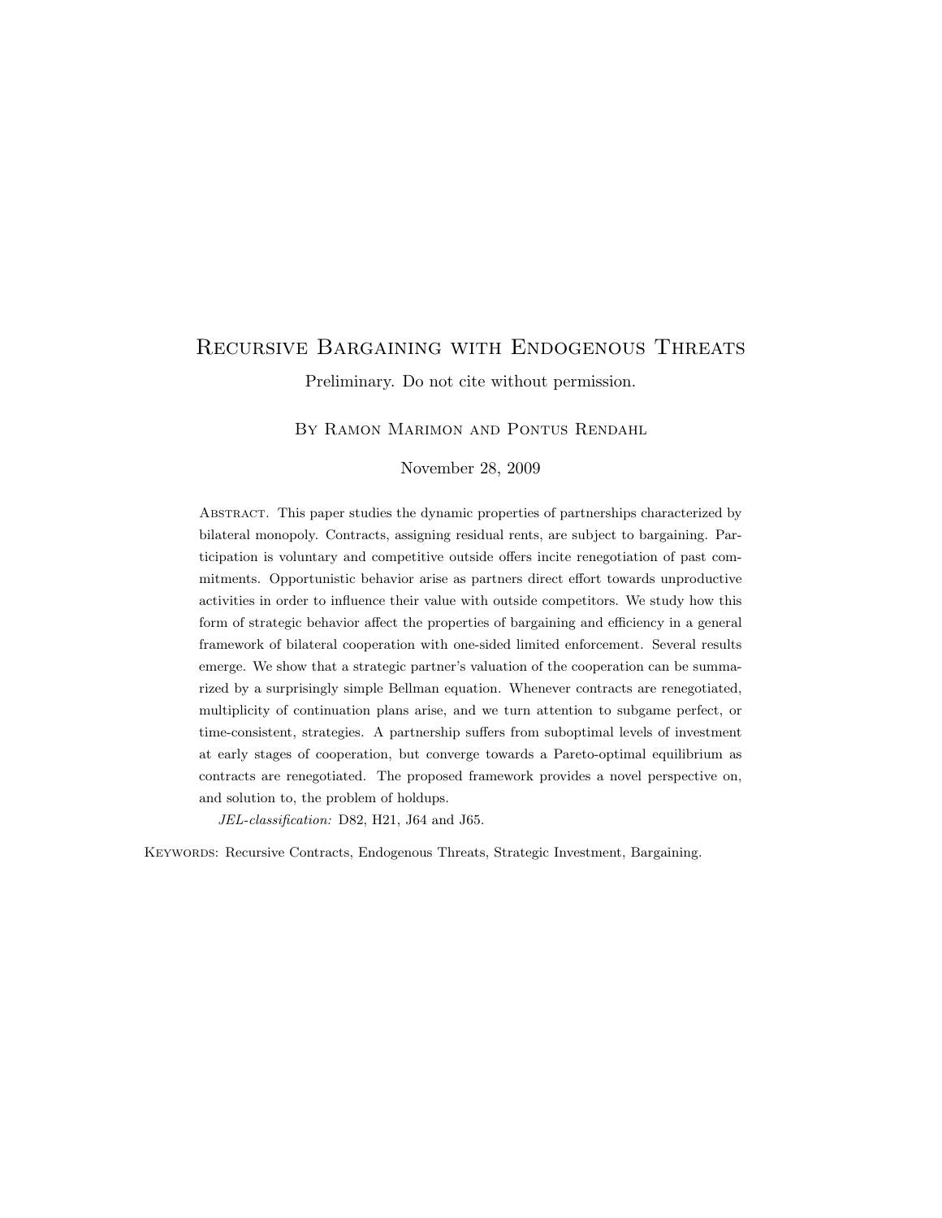# Recursive Bargaining with Endogenous Threats

Preliminary. Do not cite without permission.

By Ramon Marimon and Pontus Rendahl

November 28, 2009

Abstract. This paper studies the dynamic properties of partnerships characterized by bilateral monopoly. Contracts, assigning residual rents, are subject to bargaining. Participation is voluntary and competitive outside offers incite renegotiation of past commitments. Opportunistic behavior arise as partners direct effort towards unproductive activities in order to influence their value with outside competitors. We study how this form of strategic behavior affect the properties of bargaining and efficiency in a general framework of bilateral cooperation with one-sided limited enforcement. Several results emerge. We show that a strategic partner's valuation of the cooperation can be summarized by a surprisingly simple Bellman equation. Whenever contracts are renegotiated, multiplicity of continuation plans arise, and we turn attention to subgame perfect, or time-consistent, strategies. A partnership suffers from suboptimal levels of investment at early stages of cooperation, but converge towards a Pareto-optimal equilibrium as contracts are renegotiated. The proposed framework provides a novel perspective on, and solution to, the problem of holdups.

*JEL-classification:* D82, H21, J64 and J65.

Keywords: Recursive Contracts, Endogenous Threats, Strategic Investment, Bargaining.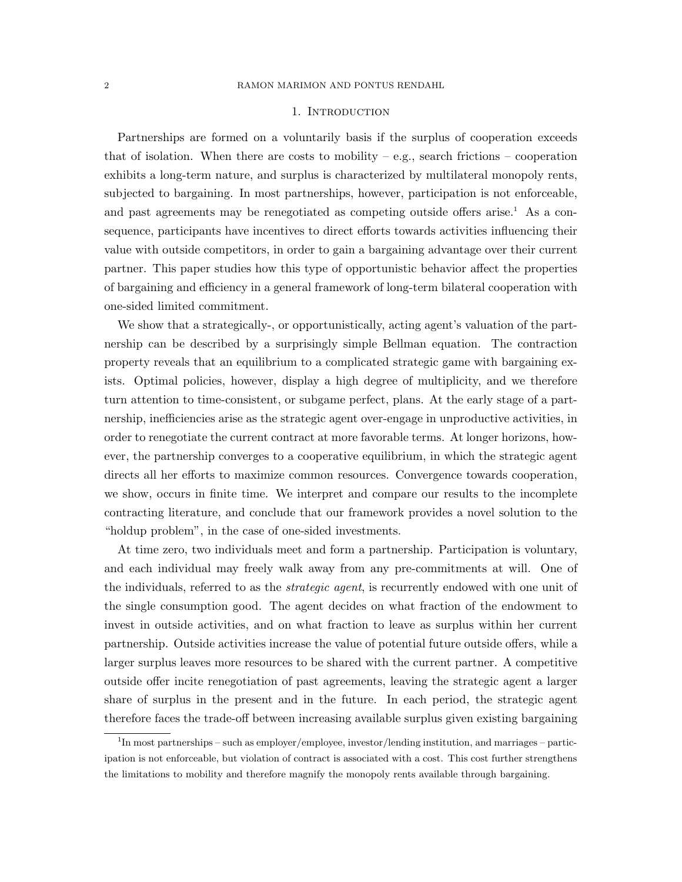# 1. Introduction

Partnerships are formed on a voluntarily basis if the surplus of cooperation exceeds that of isolation. When there are costs to mobility – e.g., search frictions – cooperation exhibits a long-term nature, and surplus is characterized by multilateral monopoly rents, subjected to bargaining. In most partnerships, however, participation is not enforceable, and past agreements may be renegotiated as competing outside offers arise.[1] As a consequence, participants have incentives to direct efforts towards activities influencing their value with outside competitors, in order to gain a bargaining advantage over their current partner. This paper studies how this type of opportunistic behavior affect the properties of bargaining and efficiency in a general framework of long-term bilateral cooperation with one-sided limited commitment.

We show that a strategically-, or opportunistically, acting agent's valuation of the partnership can be described by a surprisingly simple Bellman equation. The contraction property reveals that an equilibrium to a complicated strategic game with bargaining exists. Optimal policies, however, display a high degree of multiplicity, and we therefore turn attention to time-consistent, or subgame perfect, plans. At the early stage of a partnership, inefficiencies arise as the strategic agent over-engage in unproductive activities, in order to renegotiate the current contract at more favorable terms. At longer horizons, however, the partnership converges to a cooperative equilibrium, in which the strategic agent directs all her efforts to maximize common resources. Convergence towards cooperation, we show, occurs in finite time. We interpret and compare our results to the incomplete contracting literature, and conclude that our framework provides a novel solution to the "holdup problem", in the case of one-sided investments.

At time zero, two individuals meet and form a partnership. Participation is voluntary, and each individual may freely walk away from any pre-commitments at will. One of the individuals, referred to as the *strategic agent*, is recurrently endowed with one unit of the single consumption good. The agent decides on what fraction of the endowment to invest in outside activities, and on what fraction to leave as surplus within her current partnership. Outside activities increase the value of potential future outside offers, while a larger surplus leaves more resources to be shared with the current partner. A competitive outside offer incite renegotiation of past agreements, leaving the strategic agent a larger share of surplus in the present and in the future. In each period, the strategic agent therefore faces the trade-off between increasing available surplus given existing bargaining

[1] In most partnerships – such as employer/employee, investor/lending institution, and marriages – participation is not enforceable, but violation of contract is associated with a cost. This cost further strengthens the limitations to mobility and therefore magnify the monopoly rents available through bargaining.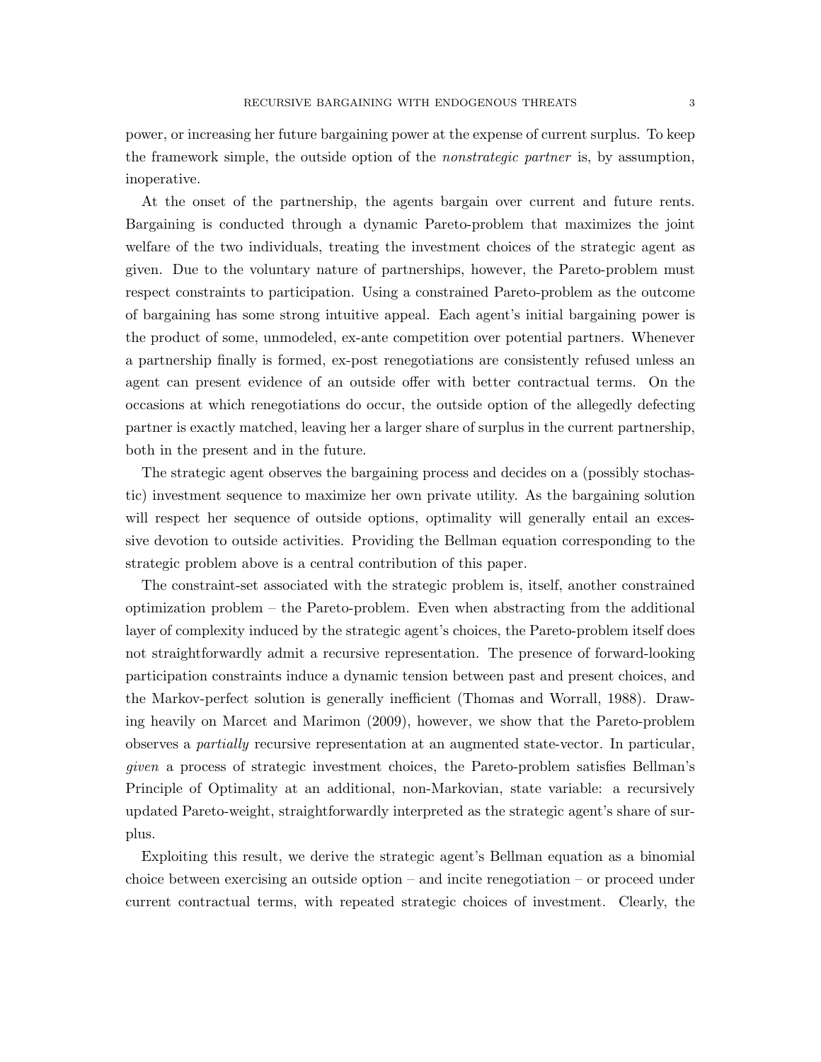power, or increasing her future bargaining power at the expense of current surplus. To keep the framework simple, the outside option of the *nonstrategic partner* is, by assumption, inoperative.

At the onset of the partnership, the agents bargain over current and future rents. Bargaining is conducted through a dynamic Pareto-problem that maximizes the joint welfare of the two individuals, treating the investment choices of the strategic agent as given. Due to the voluntary nature of partnerships, however, the Pareto-problem must respect constraints to participation. Using a constrained Pareto-problem as the outcome of bargaining has some strong intuitive appeal. Each agent's initial bargaining power is the product of some, unmodeled, ex-ante competition over potential partners. Whenever a partnership finally is formed, ex-post renegotiations are consistently refused unless an agent can present evidence of an outside offer with better contractual terms. On the occasions at which renegotiations do occur, the outside option of the allegedly defecting partner is exactly matched, leaving her a larger share of surplus in the current partnership, both in the present and in the future.

The strategic agent observes the bargaining process and decides on a (possibly stochastic) investment sequence to maximize her own private utility. As the bargaining solution will respect her sequence of outside options, optimality will generally entail an excessive devotion to outside activities. Providing the Bellman equation corresponding to the strategic problem above is a central contribution of this paper.

The constraint-set associated with the strategic problem is, itself, another constrained optimization problem – the Pareto-problem. Even when abstracting from the additional layer of complexity induced by the strategic agent's choices, the Pareto-problem itself does not straightforwardly admit a recursive representation. The presence of forward-looking participation constraints induce a dynamic tension between past and present choices, and the Markov-perfect solution is generally inefficient (Thomas and Worrall, 1988). Drawing heavily on Marcet and Marimon (2009), however, we show that the Pareto-problem observes a *partially* recursive representation at an augmented state-vector. In particular, *given* a process of strategic investment choices, the Pareto-problem satisfies Bellman's Principle of Optimality at an additional, non-Markovian, state variable: a recursively updated Pareto-weight, straightforwardly interpreted as the strategic agent's share of surplus.

Exploiting this result, we derive the strategic agent's Bellman equation as a binomial choice between exercising an outside option – and incite renegotiation – or proceed under current contractual terms, with repeated strategic choices of investment. Clearly, the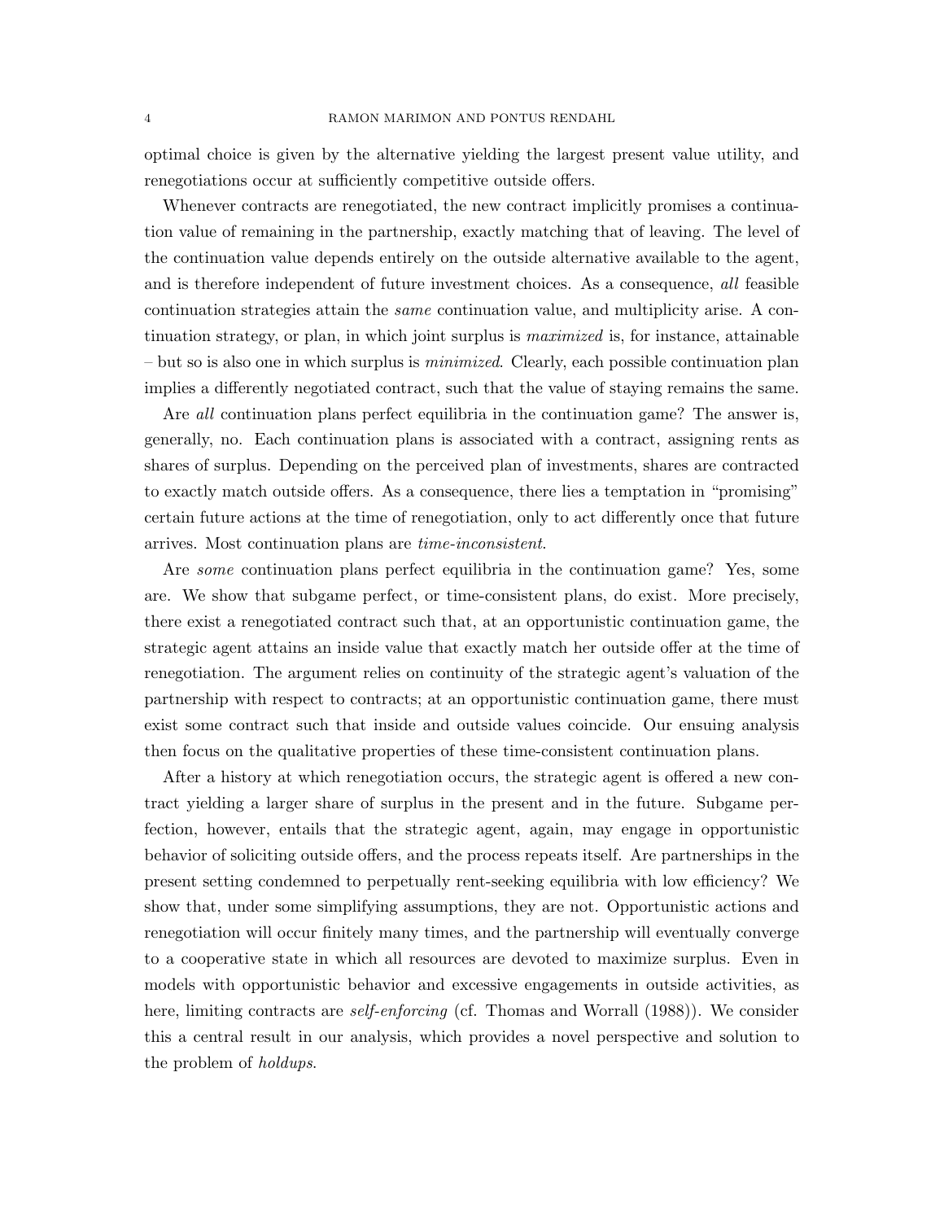optimal choice is given by the alternative yielding the largest present value utility, and renegotiations occur at sufficiently competitive outside offers.

Whenever contracts are renegotiated, the new contract implicitly promises a continuation value of remaining in the partnership, exactly matching that of leaving. The level of the continuation value depends entirely on the outside alternative available to the agent, and is therefore independent of future investment choices. As a consequence, *all* feasible continuation strategies attain the *same* continuation value, and multiplicity arise. A continuation strategy, or plan, in which joint surplus is *maximized* is, for instance, attainable – but so is also one in which surplus is *minimized*. Clearly, each possible continuation plan implies a differently negotiated contract, such that the value of staying remains the same.

Are *all* continuation plans perfect equilibria in the continuation game? The answer is, generally, no. Each continuation plans is associated with a contract, assigning rents as shares of surplus. Depending on the perceived plan of investments, shares are contracted to exactly match outside offers. As a consequence, there lies a temptation in "promising" certain future actions at the time of renegotiation, only to act differently once that future arrives. Most continuation plans are *time-inconsistent*.

Are *some* continuation plans perfect equilibria in the continuation game? Yes, some are. We show that subgame perfect, or time-consistent plans, do exist. More precisely, there exist a renegotiated contract such that, at an opportunistic continuation game, the strategic agent attains an inside value that exactly match her outside offer at the time of renegotiation. The argument relies on continuity of the strategic agent's valuation of the partnership with respect to contracts; at an opportunistic continuation game, there must exist some contract such that inside and outside values coincide. Our ensuing analysis then focus on the qualitative properties of these time-consistent continuation plans.

After a history at which renegotiation occurs, the strategic agent is offered a new contract yielding a larger share of surplus in the present and in the future. Subgame perfection, however, entails that the strategic agent, again, may engage in opportunistic behavior of soliciting outside offers, and the process repeats itself. Are partnerships in the present setting condemned to perpetually rent-seeking equilibria with low efficiency? We show that, under some simplifying assumptions, they are not. Opportunistic actions and renegotiation will occur finitely many times, and the partnership will eventually converge to a cooperative state in which all resources are devoted to maximize surplus. Even in models with opportunistic behavior and excessive engagements in outside activities, as here, limiting contracts are *self-enforcing* (cf. Thomas and Worrall (1988)). We consider this a central result in our analysis, which provides a novel perspective and solution to the problem of *holdups*.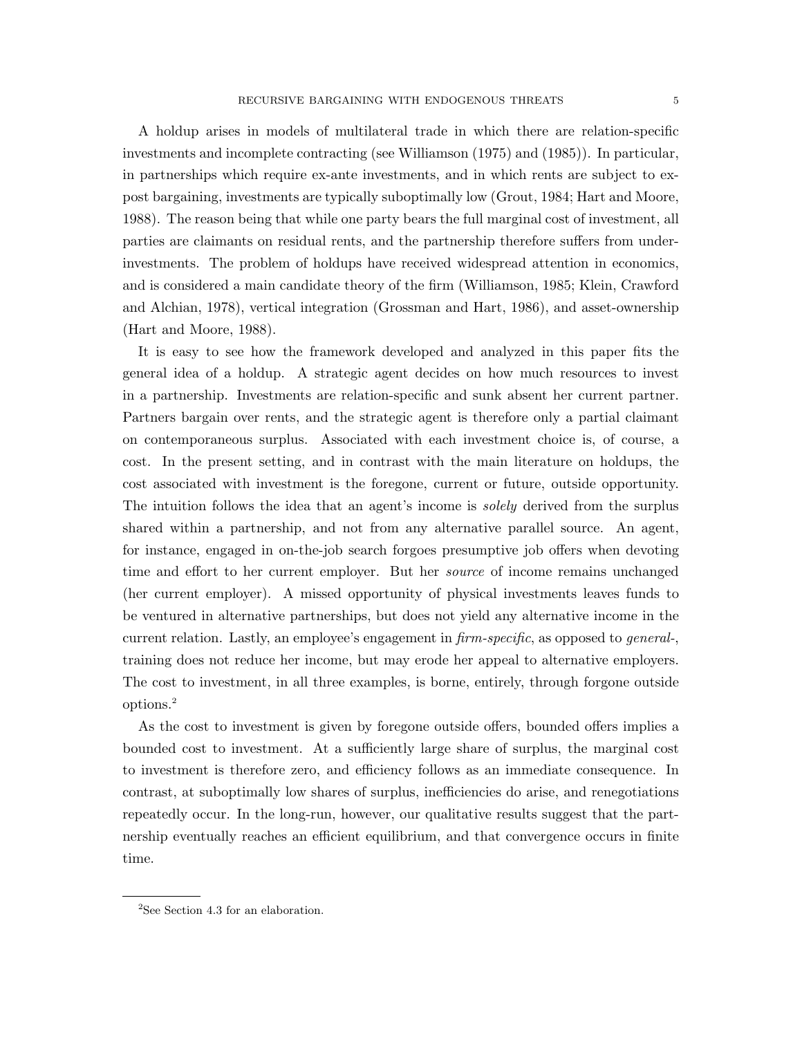A holdup arises in models of multilateral trade in which there are relation-specific investments and incomplete contracting (see Williamson (1975) and (1985)). In particular, in partnerships which require ex-ante investments, and in which rents are subject to ex-post bargaining, investments are typically suboptimally low (Grout, 1984; Hart and Moore, 1988). The reason being that while one party bears the full marginal cost of investment, all parties are claimants on residual rents, and the partnership therefore suffers from under-investments. The problem of holdups have received widespread attention in economics, and is considered a main candidate theory of the firm (Williamson, 1985; Klein, Crawford and Alchian, 1978), vertical integration (Grossman and Hart, 1986), and asset-ownership (Hart and Moore, 1988).

It is easy to see how the framework developed and analyzed in this paper fits the general idea of a holdup. A strategic agent decides on how much resources to invest in a partnership. Investments are relation-specific and sunk absent her current partner. Partners bargain over rents, and the strategic agent is therefore only a partial claimant on contemporaneous surplus. Associated with each investment choice is, of course, a cost. In the present setting, and in contrast with the main literature on holdups, the cost associated with investment is the foregone, current or future, outside opportunity. The intuition follows the idea that an agent's income is *solely* derived from the surplus shared within a partnership, and not from any alternative parallel source. An agent, for instance, engaged in on-the-job search forgoes presumptive job offers when devoting time and effort to her current employer. But her *source* of income remains unchanged (her current employer). A missed opportunity of physical investments leaves funds to be ventured in alternative partnerships, but does not yield any alternative income in the current relation. Lastly, an employee's engagement in *firm-specific*, as opposed to *general-*, training does not reduce her income, but may erode her appeal to alternative employers. The cost to investment, in all three examples, is borne, entirely, through forgone outside options.[2]

As the cost to investment is given by foregone outside offers, bounded offers implies a bounded cost to investment. At a sufficiently large share of surplus, the marginal cost to investment is therefore zero, and efficiency follows as an immediate consequence. In contrast, at suboptimally low shares of surplus, inefficiencies do arise, and renegotiations repeatedly occur. In the long-run, however, our qualitative results suggest that the partnership eventually reaches an efficient equilibrium, and that convergence occurs in finite time.

[2]See Section 4.3 for an elaboration.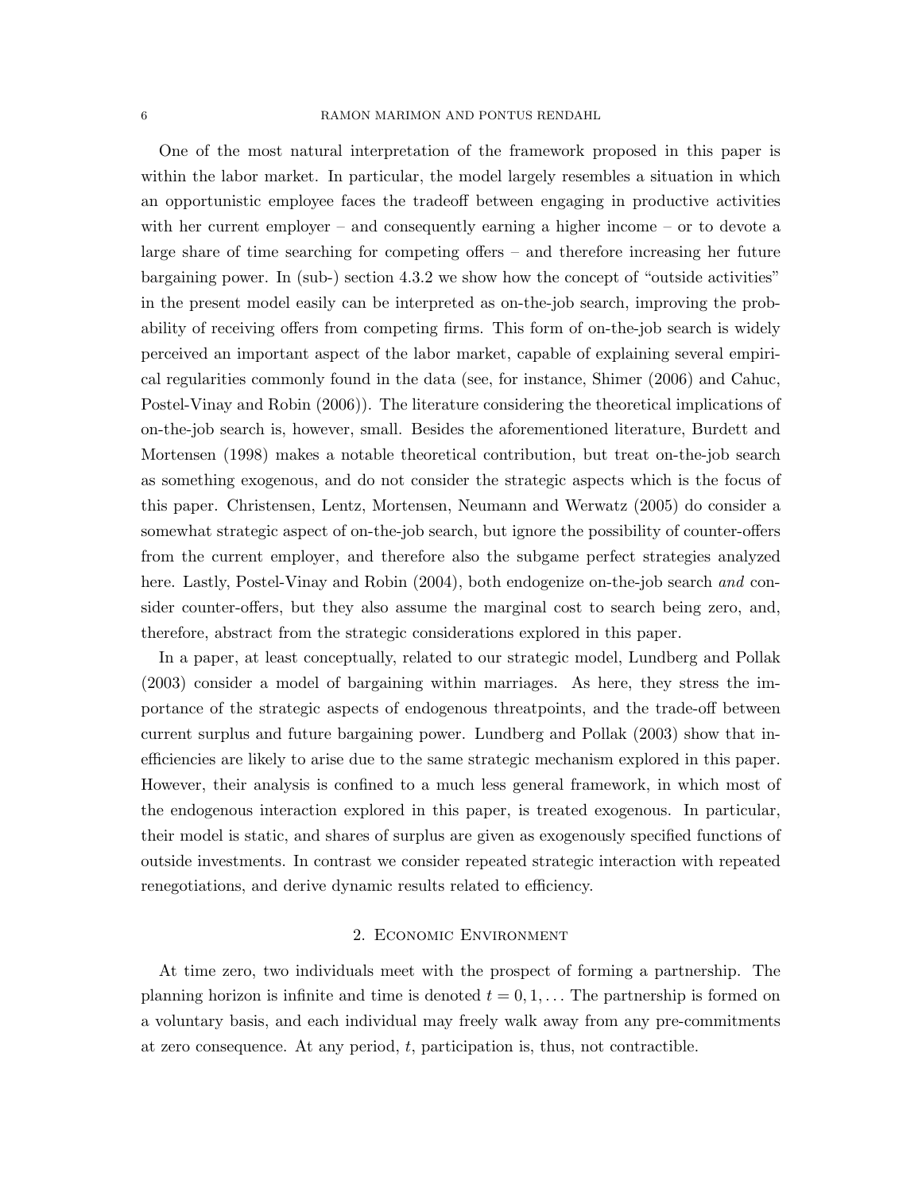One of the most natural interpretation of the framework proposed in this paper is within the labor market. In particular, the model largely resembles a situation in which an opportunistic employee faces the tradeoff between engaging in productive activities with her current employer – and consequently earning a higher income – or to devote a large share of time searching for competing offers – and therefore increasing her future bargaining power. In (sub-) section 4.3.2 we show how the concept of "outside activities" in the present model easily can be interpreted as on-the-job search, improving the probability of receiving offers from competing firms. This form of on-the-job search is widely perceived an important aspect of the labor market, capable of explaining several empirical regularities commonly found in the data (see, for instance, Shimer (2006) and Cahuc, Postel-Vinay and Robin (2006)). The literature considering the theoretical implications of on-the-job search is, however, small. Besides the aforementioned literature, Burdett and Mortensen (1998) makes a notable theoretical contribution, but treat on-the-job search as something exogenous, and do not consider the strategic aspects which is the focus of this paper. Christensen, Lentz, Mortensen, Neumann and Werwatz (2005) do consider a somewhat strategic aspect of on-the-job search, but ignore the possibility of counter-offers from the current employer, and therefore also the subgame perfect strategies analyzed here. Lastly, Postel-Vinay and Robin (2004), both endogenize on-the-job search *and* consider counter-offers, but they also assume the marginal cost to search being zero, and, therefore, abstract from the strategic considerations explored in this paper.

In a paper, at least conceptually, related to our strategic model, Lundberg and Pollak (2003) consider a model of bargaining within marriages. As here, they stress the importance of the strategic aspects of endogenous threatpoints, and the trade-off between current surplus and future bargaining power. Lundberg and Pollak (2003) show that inefficiencies are likely to arise due to the same strategic mechanism explored in this paper. However, their analysis is confined to a much less general framework, in which most of the endogenous interaction explored in this paper, is treated exogenous. In particular, their model is static, and shares of surplus are given as exogenously specified functions of outside investments. In contrast we consider repeated strategic interaction with repeated renegotiations, and derive dynamic results related to efficiency.

## 2. Economic Environment

At time zero, two individuals meet with the prospect of forming a partnership. The planning horizon is infinite and time is denoted $t = 0, 1, \ldots$ The partnership is formed on a voluntary basis, and each individual may freely walk away from any pre-commitments at zero consequence. At any period, $t$, participation is, thus, not contractible.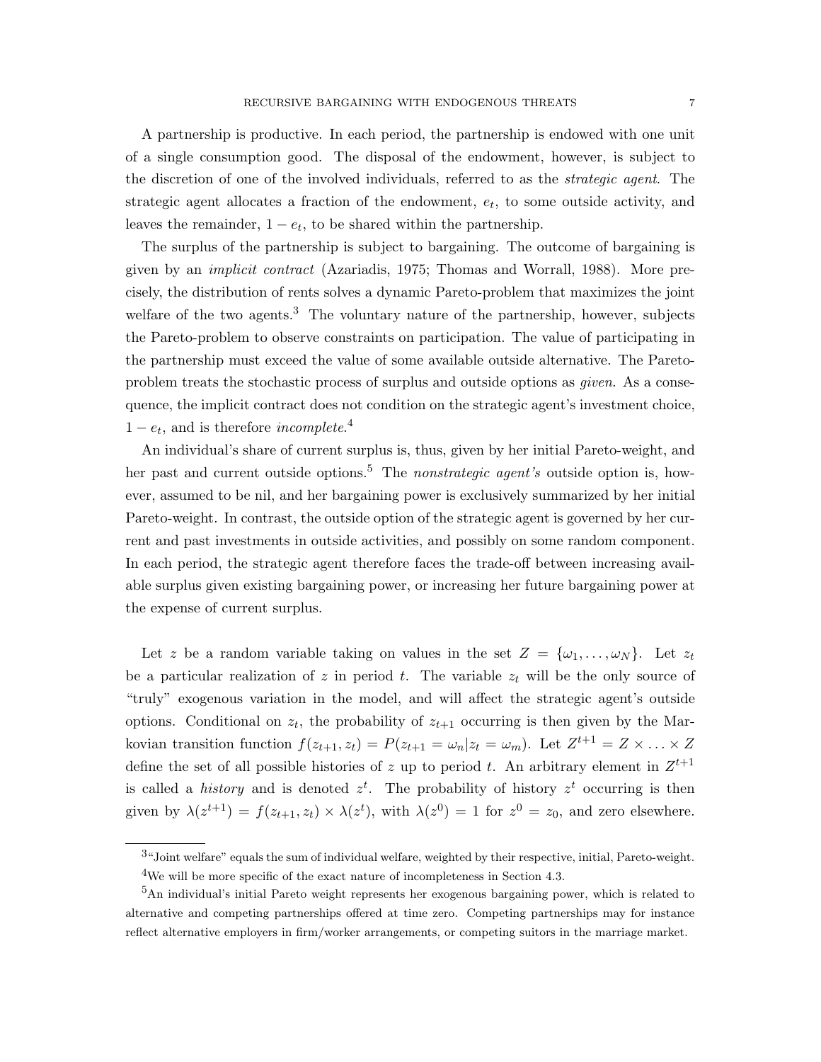A partnership is productive. In each period, the partnership is endowed with one unit of a single consumption good. The disposal of the endowment, however, is subject to the discretion of one of the involved individuals, referred to as the *strategic agent*. The strategic agent allocates a fraction of the endowment, $e_t$, to some outside activity, and leaves the remainder, $1 - e_t$, to be shared within the partnership.

The surplus of the partnership is subject to bargaining. The outcome of bargaining is given by an *implicit contract* (Azariadis, 1975; Thomas and Worrall, 1988). More precisely, the distribution of rents solves a dynamic Pareto-problem that maximizes the joint welfare of the two agents.[3] The voluntary nature of the partnership, however, subjects the Pareto-problem to observe constraints on participation. The value of participating in the partnership must exceed the value of some available outside alternative. The Pareto-problem treats the stochastic process of surplus and outside options as *given*. As a consequence, the implicit contract does not condition on the strategic agent's investment choice, $1 - e_t$, and is therefore *incomplete*.[4]

An individual's share of current surplus is, thus, given by her initial Pareto-weight, and her past and current outside options.[5] The *nonstrategic agent's* outside option is, however, assumed to be nil, and her bargaining power is exclusively summarized by her initial Pareto-weight. In contrast, the outside option of the strategic agent is governed by her current and past investments in outside activities, and possibly on some random component. In each period, the strategic agent therefore faces the trade-off between increasing available surplus given existing bargaining power, or increasing her future bargaining power at the expense of current surplus.

Let $z$ be a random variable taking on values in the set $Z = \{\omega_1, \ldots, \omega_N\}$. Let $z_t$ be a particular realization of $z$ in period $t$. The variable $z_t$ will be the only source of "truly" exogenous variation in the model, and will affect the strategic agent's outside options. Conditional on $z_t$, the probability of $z_{t+1}$ occurring is then given by the Markovian transition function $f(z_{t+1}, z_t) = P(z_{t+1} = \omega_n | z_t = \omega_m)$. Let $Z^{t+1} = Z \times \ldots \times Z$ define the set of all possible histories of $z$ up to period $t$. An arbitrary element in $Z^{t+1}$ is called a *history* and is denoted $z^t$. The probability of history $z^t$ occurring is then given by $\lambda(z^{t+1}) = f(z_{t+1}, z_t) \times \lambda(z^t)$, with $\lambda(z^0) = 1$ for $z^0 = z_0$, and zero elsewhere.

---

[3] "Joint welfare" equals the sum of individual welfare, weighted by their respective, initial, Pareto-weight.

[4] We will be more specific of the exact nature of incompleteness in Section 4.3.

[5] An individual's initial Pareto weight represents her exogenous bargaining power, which is related to alternative and competing partnerships offered at time zero. Competing partnerships may for instance reflect alternative employers in firm/worker arrangements, or competing suitors in the marriage market.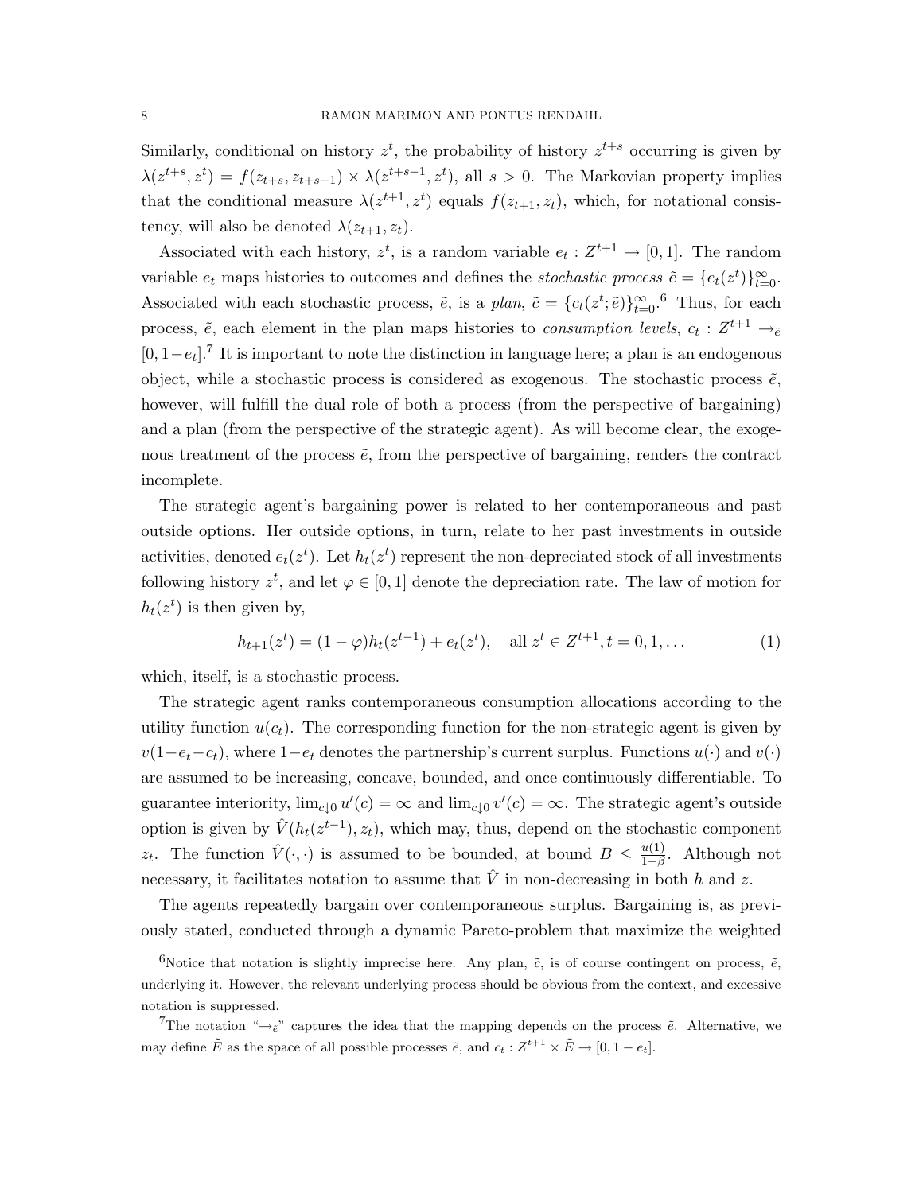Similarly, conditional on history $z^t$, the probability of history $z^{t+s}$ occurring is given by $\lambda(z^{t+s}, z^t) = f(z_{t+s}, z_{t+s-1}) \times \lambda(z^{t+s-1}, z^t)$, all $s > 0$. The Markovian property implies that the conditional measure $\lambda(z^{t+1}, z^t)$ equals $f(z_{t+1}, z_t)$, which, for notational consistency, will also be denoted $\lambda(z_{t+1}, z_t)$.

Associated with each history, $z^t$, is a random variable $e_t : Z^{t+1} \to [0, 1]$. The random variable $e_t$ maps histories to outcomes and defines the *stochastic process* $\tilde{e} = \{e_t(z^t)\}_{t=0}^{\infty}$. Associated with each stochastic process, $\tilde{e}$, is a *plan*, $\tilde{c} = \{c_t(z^t; \tilde{e})\}_{t=0}^{\infty}$.[6] Thus, for each process, $\tilde{e}$, each element in the plan maps histories to *consumption levels*, $c_t : Z^{t+1} \to_{\tilde{e}} [0, 1-e_t]$.[7] It is important to note the distinction in language here; a plan is an endogenous object, while a stochastic process is considered as exogenous. The stochastic process $\tilde{e}$, however, will fulfill the dual role of both a process (from the perspective of bargaining) and a plan (from the perspective of the strategic agent). As will become clear, the exogenous treatment of the process $\tilde{e}$, from the perspective of bargaining, renders the contract incomplete.

The strategic agent's bargaining power is related to her contemporaneous and past outside options. Her outside options, in turn, relate to her past investments in outside activities, denoted $e_t(z^t)$. Let $h_t(z^t)$ represent the non-depreciated stock of all investments following history $z^t$, and let $\varphi \in [0, 1]$ denote the depreciation rate. The law of motion for $h_t(z^t)$ is then given by,

$$h_{t+1}(z^t) = (1 - \varphi)h_t(z^{t-1}) + e_t(z^t), \quad \text{all } z^t \in Z^{t+1}, t = 0, 1, \ldots \tag{1}$$

which, itself, is a stochastic process.

The strategic agent ranks contemporaneous consumption allocations according to the utility function $u(c_t)$. The corresponding function for the non-strategic agent is given by $v(1-e_t-c_t)$, where $1-e_t$ denotes the partnership's current surplus. Functions $u(\cdot)$ and $v(\cdot)$ are assumed to be increasing, concave, bounded, and once continuously differentiable. To guarantee interiority, $\lim_{c \downarrow 0} u'(c) = \infty$ and $\lim_{c \downarrow 0} v'(c) = \infty$. The strategic agent's outside option is given by $\hat{V}(h_t(z^{t-1}), z_t)$, which may, thus, depend on the stochastic component $z_t$. The function $\hat{V}(\cdot, \cdot)$ is assumed to be bounded, at bound $B \leq \frac{u(1)}{1-\beta}$. Although not necessary, it facilitates notation to assume that $\hat{V}$ in non-decreasing in both $h$ and $z$.

The agents repeatedly bargain over contemporaneous surplus. Bargaining is, as previously stated, conducted through a dynamic Pareto-problem that maximize the weighted

[6] Notice that notation is slightly imprecise here. Any plan, $\tilde{c}$, is of course contingent on process, $\tilde{e}$, underlying it. However, the relevant underlying process should be obvious from the context, and excessive notation is suppressed.

[7] The notation "$\to_{\tilde{e}}$" captures the idea that the mapping depends on the process $\tilde{e}$. Alternative, we may define $\tilde{E}$ as the space of all possible processes $\tilde{e}$, and $c_t : Z^{t+1} \times \tilde{E} \to [0, 1 - e_t]$.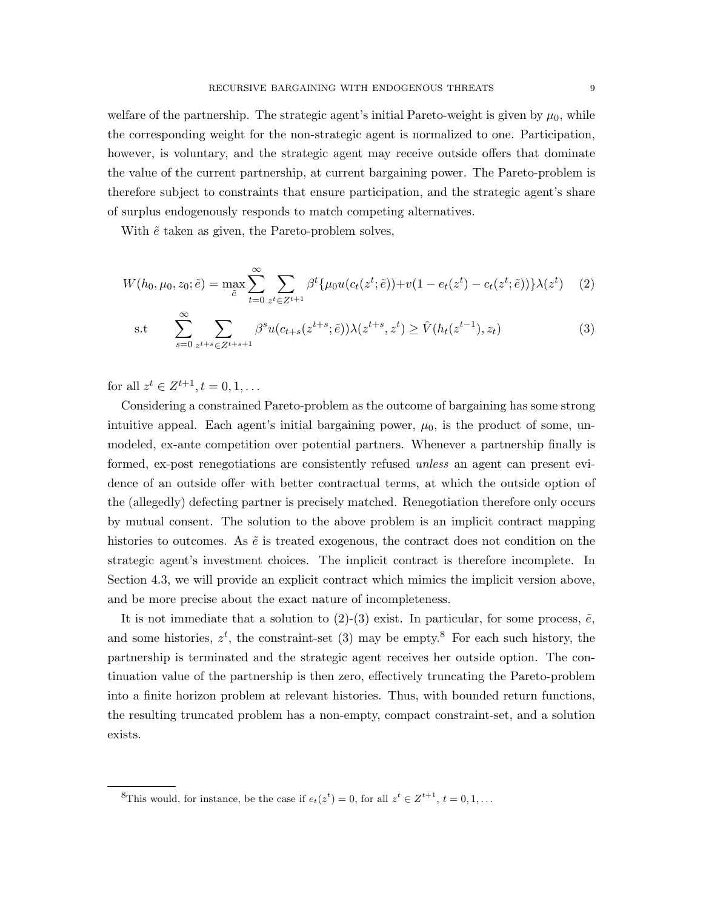welfare of the partnership. The strategic agent's initial Pareto-weight is given by $\mu_0$, while the corresponding weight for the non-strategic agent is normalized to one. Participation, however, is voluntary, and the strategic agent may receive outside offers that dominate the value of the current partnership, at current bargaining power. The Pareto-problem is therefore subject to constraints that ensure participation, and the strategic agent's share of surplus endogenously responds to match competing alternatives.

With $\tilde{e}$ taken as given, the Pareto-problem solves,

$$W(h_0, \mu_0, z_0; \tilde{e}) = \max_{\tilde{c}} \sum_{t=0}^{\infty} \sum_{z^t \in Z^{t+1}} \beta^t \{\mu_0 u(c_t(z^t; \tilde{e})) + v(1 - e_t(z^t) - c_t(z^t; \tilde{e}))\} \lambda(z^t) \tag{2}$$

$$\text{s.t} \qquad \sum_{s=0}^{\infty} \sum_{z^{t+s} \in Z^{t+s+1}} \beta^s u(c_{t+s}(z^{t+s}; \tilde{e})) \lambda(z^{t+s}, z^t) \geq \hat{V}(h_t(z^{t-1}), z_t) \tag{3}$$

for all $z^t \in Z^{t+1}, t = 0, 1, \ldots$

Considering a constrained Pareto-problem as the outcome of bargaining has some strong intuitive appeal. Each agent's initial bargaining power, $\mu_0$, is the product of some, unmodeled, ex-ante competition over potential partners. Whenever a partnership finally is formed, ex-post renegotiations are consistently refused *unless* an agent can present evidence of an outside offer with better contractual terms, at which the outside option of the (allegedly) defecting partner is precisely matched. Renegotiation therefore only occurs by mutual consent. The solution to the above problem is an implicit contract mapping histories to outcomes. As $\tilde{e}$ is treated exogenous, the contract does not condition on the strategic agent's investment choices. The implicit contract is therefore incomplete. In Section 4.3, we will provide an explicit contract which mimics the implicit version above, and be more precise about the exact nature of incompleteness.

It is not immediate that a solution to (2)-(3) exist. In particular, for some process, $\tilde{e}$, and some histories, $z^t$, the constraint-set (3) may be empty.[8] For each such history, the partnership is terminated and the strategic agent receives her outside option. The continuation value of the partnership is then zero, effectively truncating the Pareto-problem into a finite horizon problem at relevant histories. Thus, with bounded return functions, the resulting truncated problem has a non-empty, compact constraint-set, and a solution exists.

[8] This would, for instance, be the case if $e_t(z^t) = 0$, for all $z^t \in Z^{t+1}$, $t = 0, 1, \ldots$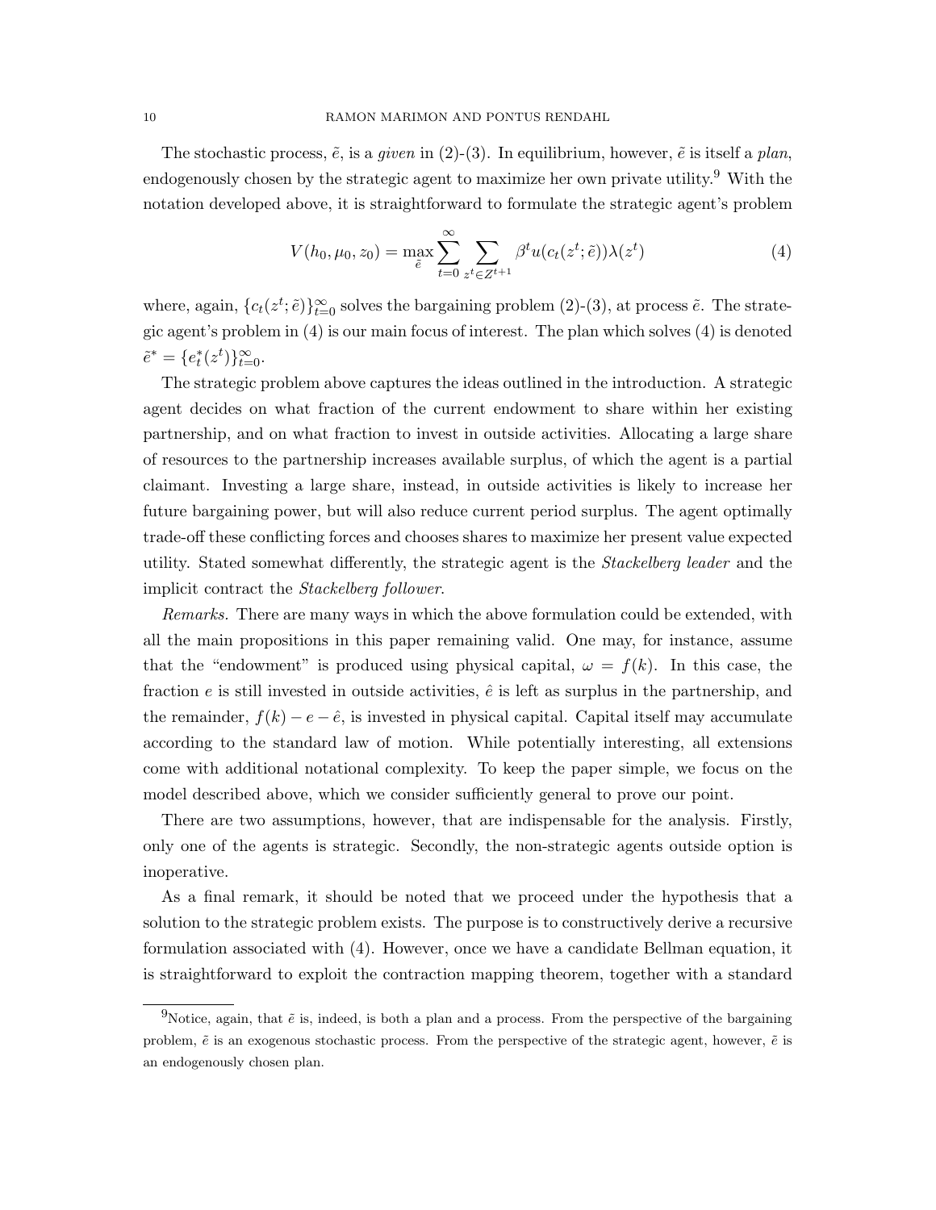The stochastic process, $\tilde{e}$, is a *given* in (2)-(3). In equilibrium, however, $\tilde{e}$ is itself a *plan*, endogenously chosen by the strategic agent to maximize her own private utility.[9] With the notation developed above, it is straightforward to formulate the strategic agent's problem

$$V(h_0, \mu_0, z_0) = \max_{\tilde{e}} \sum_{t=0}^{\infty} \sum_{z^t \in Z^{t+1}} \beta^t u(c_t(z^t; \tilde{e}))\lambda(z^t) \tag{4}$$

where, again, $\{c_t(z^t; \tilde{e})\}_{t=0}^{\infty}$ solves the bargaining problem (2)-(3), at process $\tilde{e}$. The strategic agent's problem in (4) is our main focus of interest. The plan which solves (4) is denoted $\tilde{e}^* = \{e_t^*(z^t)\}_{t=0}^{\infty}$.

The strategic problem above captures the ideas outlined in the introduction. A strategic agent decides on what fraction of the current endowment to share within her existing partnership, and on what fraction to invest in outside activities. Allocating a large share of resources to the partnership increases available surplus, of which the agent is a partial claimant. Investing a large share, instead, in outside activities is likely to increase her future bargaining power, but will also reduce current period surplus. The agent optimally trade-off these conflicting forces and chooses shares to maximize her present value expected utility. Stated somewhat differently, the strategic agent is the *Stackelberg leader* and the implicit contract the *Stackelberg follower*.

*Remarks.* There are many ways in which the above formulation could be extended, with all the main propositions in this paper remaining valid. One may, for instance, assume that the "endowment" is produced using physical capital, $\omega = f(k)$. In this case, the fraction $e$ is still invested in outside activities, $\hat{e}$ is left as surplus in the partnership, and the remainder, $f(k) - e - \hat{e}$, is invested in physical capital. Capital itself may accumulate according to the standard law of motion. While potentially interesting, all extensions come with additional notational complexity. To keep the paper simple, we focus on the model described above, which we consider sufficiently general to prove our point.

There are two assumptions, however, that are indispensable for the analysis. Firstly, only one of the agents is strategic. Secondly, the non-strategic agents outside option is inoperative.

As a final remark, it should be noted that we proceed under the hypothesis that a solution to the strategic problem exists. The purpose is to constructively derive a recursive formulation associated with (4). However, once we have a candidate Bellman equation, it is straightforward to exploit the contraction mapping theorem, together with a standard

[9] Notice, again, that $\tilde{e}$ is, indeed, is both a plan and a process. From the perspective of the bargaining problem, $\tilde{e}$ is an exogenous stochastic process. From the perspective of the strategic agent, however, $\tilde{e}$ is an endogenously chosen plan.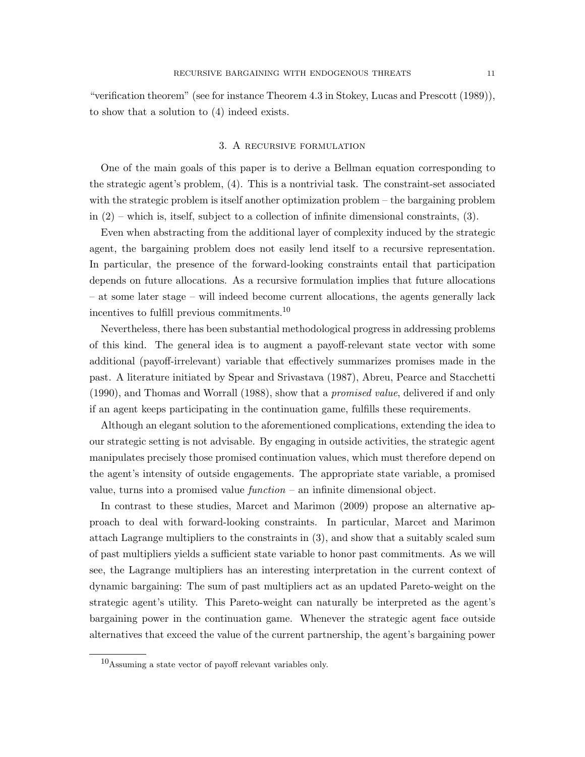"verification theorem" (see for instance Theorem 4.3 in Stokey, Lucas and Prescott (1989)), to show that a solution to (4) indeed exists.

## 3. A recursive formulation

One of the main goals of this paper is to derive a Bellman equation corresponding to the strategic agent's problem, (4). This is a nontrivial task. The constraint-set associated with the strategic problem is itself another optimization problem – the bargaining problem in (2) – which is, itself, subject to a collection of infinite dimensional constraints, (3).

Even when abstracting from the additional layer of complexity induced by the strategic agent, the bargaining problem does not easily lend itself to a recursive representation. In particular, the presence of the forward-looking constraints entail that participation depends on future allocations. As a recursive formulation implies that future allocations – at some later stage – will indeed become current allocations, the agents generally lack incentives to fulfill previous commitments.[10]

Nevertheless, there has been substantial methodological progress in addressing problems of this kind. The general idea is to augment a payoff-relevant state vector with some additional (payoff-irrelevant) variable that effectively summarizes promises made in the past. A literature initiated by Spear and Srivastava (1987), Abreu, Pearce and Stacchetti (1990), and Thomas and Worrall (1988), show that a *promised value*, delivered if and only if an agent keeps participating in the continuation game, fulfills these requirements.

Although an elegant solution to the aforementioned complications, extending the idea to our strategic setting is not advisable. By engaging in outside activities, the strategic agent manipulates precisely those promised continuation values, which must therefore depend on the agent's intensity of outside engagements. The appropriate state variable, a promised value, turns into a promised value *function* – an infinite dimensional object.

In contrast to these studies, Marcet and Marimon (2009) propose an alternative approach to deal with forward-looking constraints. In particular, Marcet and Marimon attach Lagrange multipliers to the constraints in (3), and show that a suitably scaled sum of past multipliers yields a sufficient state variable to honor past commitments. As we will see, the Lagrange multipliers has an interesting interpretation in the current context of dynamic bargaining: The sum of past multipliers act as an updated Pareto-weight on the strategic agent's utility. This Pareto-weight can naturally be interpreted as the agent's bargaining power in the continuation game. Whenever the strategic agent face outside alternatives that exceed the value of the current partnership, the agent's bargaining power

[10] Assuming a state vector of payoff relevant variables only.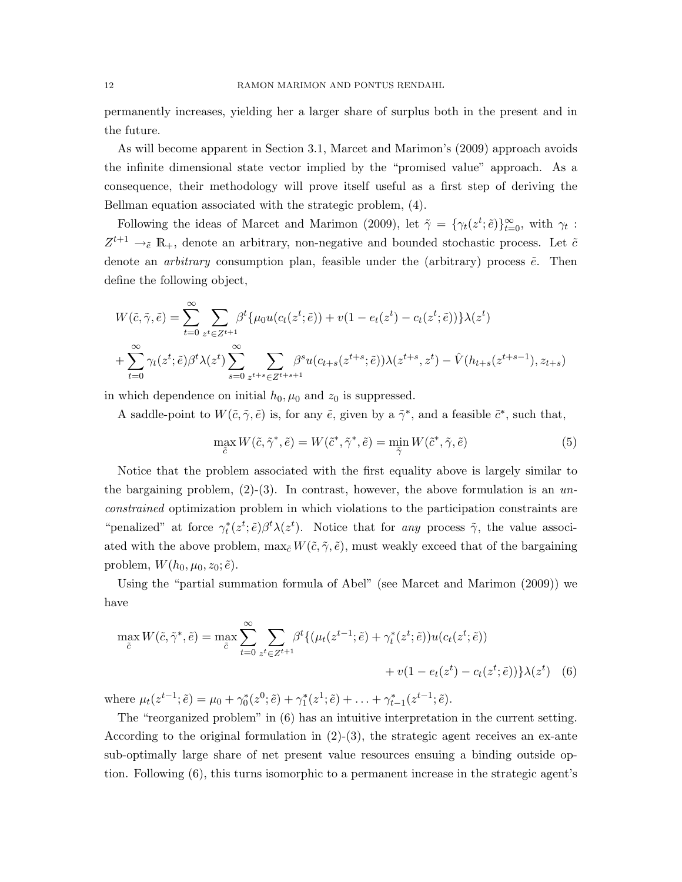permanently increases, yielding her a larger share of surplus both in the present and in the future.

As will become apparent in Section 3.1, Marcet and Marimon's (2009) approach avoids the infinite dimensional state vector implied by the "promised value" approach. As a consequence, their methodology will prove itself useful as a first step of deriving the Bellman equation associated with the strategic problem, (4).

Following the ideas of Marcet and Marimon (2009), let $\tilde{\gamma} = \{\gamma_t(z^t;\tilde{e})\}_{t=0}^{\infty}$, with $\gamma_t : Z^{t+1} \to_{\tilde{e}} \mathbb{R}_+$, denote an arbitrary, non-negative and bounded stochastic process. Let $\tilde{c}$ denote an *arbitrary* consumption plan, feasible under the (arbitrary) process $\tilde{e}$. Then define the following object,

$$
\begin{aligned}
W(\tilde{c},\tilde{\gamma},\tilde{e}) &= \sum_{t=0}^{\infty}\sum_{z^t\in Z^{t+1}} \beta^t\{\mu_0 u(c_t(z^t;\tilde{e})) + v(1-e_t(z^t)-c_t(z^t;\tilde{e}))\}\lambda(z^t) \\
&+ \sum_{t=0}^{\infty}\gamma_t(z^t;\tilde{e})\beta^t\lambda(z^t)\sum_{s=0}^{\infty}\sum_{z^{t+s}\in Z^{t+s+1}}\beta^s u(c_{t+s}(z^{t+s};\tilde{e}))\lambda(z^{t+s},z^t) - \hat{V}(h_{t+s}(z^{t+s-1}),z_{t+s})
\end{aligned}
$$

in which dependence on initial $h_0, \mu_0$ and $z_0$ is suppressed.

A saddle-point to $W(\tilde{c},\tilde{\gamma},\tilde{e})$ is, for any $\tilde{e}$, given by a $\tilde{\gamma}^*$, and a feasible $\tilde{c}^*$, such that,

$$
\max_{\tilde{c}} W(\tilde{c},\tilde{\gamma}^*,\tilde{e}) = W(\tilde{c}^*,\tilde{\gamma}^*,\tilde{e}) = \min_{\tilde{\gamma}} W(\tilde{c}^*,\tilde{\gamma},\tilde{e}) \tag{5}
$$

Notice that the problem associated with the first equality above is largely similar to the bargaining problem, (2)-(3). In contrast, however, the above formulation is an *unconstrained* optimization problem in which violations to the participation constraints are "penalized" at force $\gamma_t^*(z^t;\tilde{e})\beta^t\lambda(z^t)$. Notice that for *any* process $\tilde{\gamma}$, the value associated with the above problem, $\max_{\tilde{c}} W(\tilde{c},\tilde{\gamma},\tilde{e})$, must weakly exceed that of the bargaining problem, $W(h_0,\mu_0,z_0;\tilde{e})$.

Using the "partial summation formula of Abel" (see Marcet and Marimon (2009)) we have

$$
\begin{aligned}
\max_{\tilde{c}} W(\tilde{c},\tilde{\gamma}^*,\tilde{e}) = \max_{\tilde{c}} \sum_{t=0}^{\infty}\sum_{z^t\in Z^{t+1}} \beta^t\{(\mu_t(z^{t-1};\tilde{e}) + \gamma_t^*(z^t;\tilde{e}))u(c_t(z^t;\tilde{e})) \\
+ v(1-e_t(z^t)-c_t(z^t;\tilde{e}))\}\lambda(z^t)
\end{aligned} \tag{6}
$$

where $\mu_t(z^{t-1};\tilde{e}) = \mu_0 + \gamma_0^*(z^0;\tilde{e}) + \gamma_1^*(z^1;\tilde{e}) + \ldots + \gamma_{t-1}^*(z^{t-1};\tilde{e})$.

The "reorganized problem" in (6) has an intuitive interpretation in the current setting. According to the original formulation in (2)-(3), the strategic agent receives an ex-ante sub-optimally large share of net present value resources ensuing a binding outside option. Following (6), this turns isomorphic to a permanent increase in the strategic agent's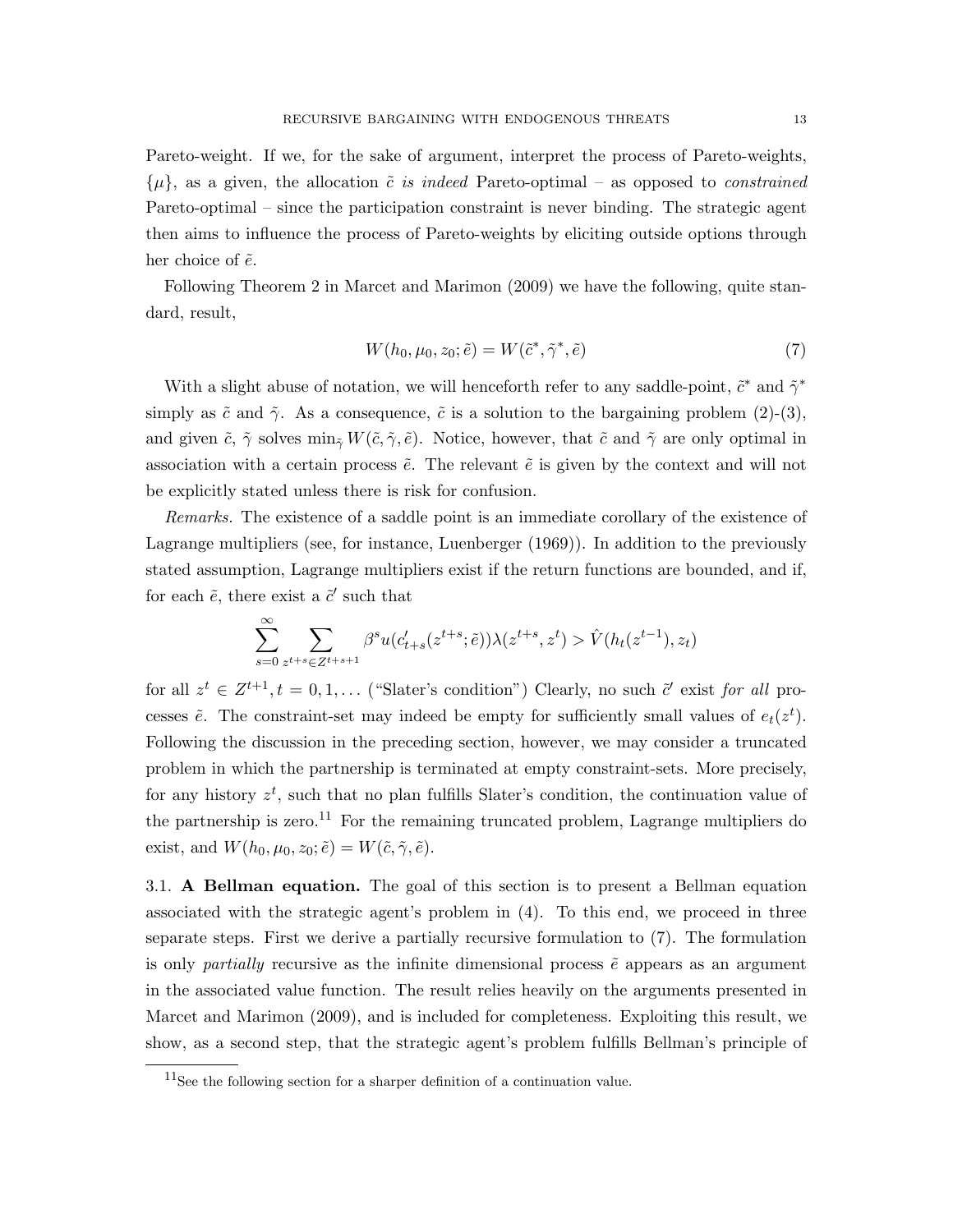Pareto-weight. If we, for the sake of argument, interpret the process of Pareto-weights, $\{\mu\}$, as a given, the allocation $\tilde{c}$ *is indeed* Pareto-optimal – as opposed to *constrained* Pareto-optimal – since the participation constraint is never binding. The strategic agent then aims to influence the process of Pareto-weights by eliciting outside options through her choice of $\tilde{e}$.

Following Theorem 2 in Marcet and Marimon (2009) we have the following, quite standard, result,

$$W(h_0, \mu_0, z_0; \tilde{e}) = W(\tilde{c}^*, \tilde{\gamma}^*, \tilde{e}) \tag{7}$$

With a slight abuse of notation, we will henceforth refer to any saddle-point, $\tilde{c}^*$ and $\tilde{\gamma}^*$ simply as $\tilde{c}$ and $\tilde{\gamma}$. As a consequence, $\tilde{c}$ is a solution to the bargaining problem (2)-(3), and given $\tilde{c}$, $\tilde{\gamma}$ solves $\min_{\tilde{\gamma}} W(\tilde{c}, \tilde{\gamma}, \tilde{e})$. Notice, however, that $\tilde{c}$ and $\tilde{\gamma}$ are only optimal in association with a certain process $\tilde{e}$. The relevant $\tilde{e}$ is given by the context and will not be explicitly stated unless there is risk for confusion.

*Remarks.* The existence of a saddle point is an immediate corollary of the existence of Lagrange multipliers (see, for instance, Luenberger (1969)). In addition to the previously stated assumption, Lagrange multipliers exist if the return functions are bounded, and if, for each $\tilde{e}$, there exist a $\tilde{c}'$ such that

$$\sum_{s=0}^{\infty} \sum_{z^{t+s} \in Z^{t+s+1}} \beta^s u(c'_{t+s}(z^{t+s}; \tilde{e}))\lambda(z^{t+s}, z^t) > \hat{V}(h_t(z^{t-1}), z_t)$$

for all $z^t \in Z^{t+1}, t = 0, 1, \ldots$ ("Slater's condition") Clearly, no such $\tilde{c}'$ exist *for all* processes $\tilde{e}$. The constraint-set may indeed be empty for sufficiently small values of $e_t(z^t)$. Following the discussion in the preceding section, however, we may consider a truncated problem in which the partnership is terminated at empty constraint-sets. More precisely, for any history $z^t$, such that no plan fulfills Slater's condition, the continuation value of the partnership is zero.[11] For the remaining truncated problem, Lagrange multipliers do exist, and $W(h_0, \mu_0, z_0; \tilde{e}) = W(\tilde{c}, \tilde{\gamma}, \tilde{e})$.

3.1. **A Bellman equation.** The goal of this section is to present a Bellman equation associated with the strategic agent's problem in (4). To this end, we proceed in three separate steps. First we derive a partially recursive formulation to (7). The formulation is only *partially* recursive as the infinite dimensional process $\tilde{e}$ appears as an argument in the associated value function. The result relies heavily on the arguments presented in Marcet and Marimon (2009), and is included for completeness. Exploiting this result, we show, as a second step, that the strategic agent's problem fulfills Bellman's principle of

[11] See the following section for a sharper definition of a continuation value.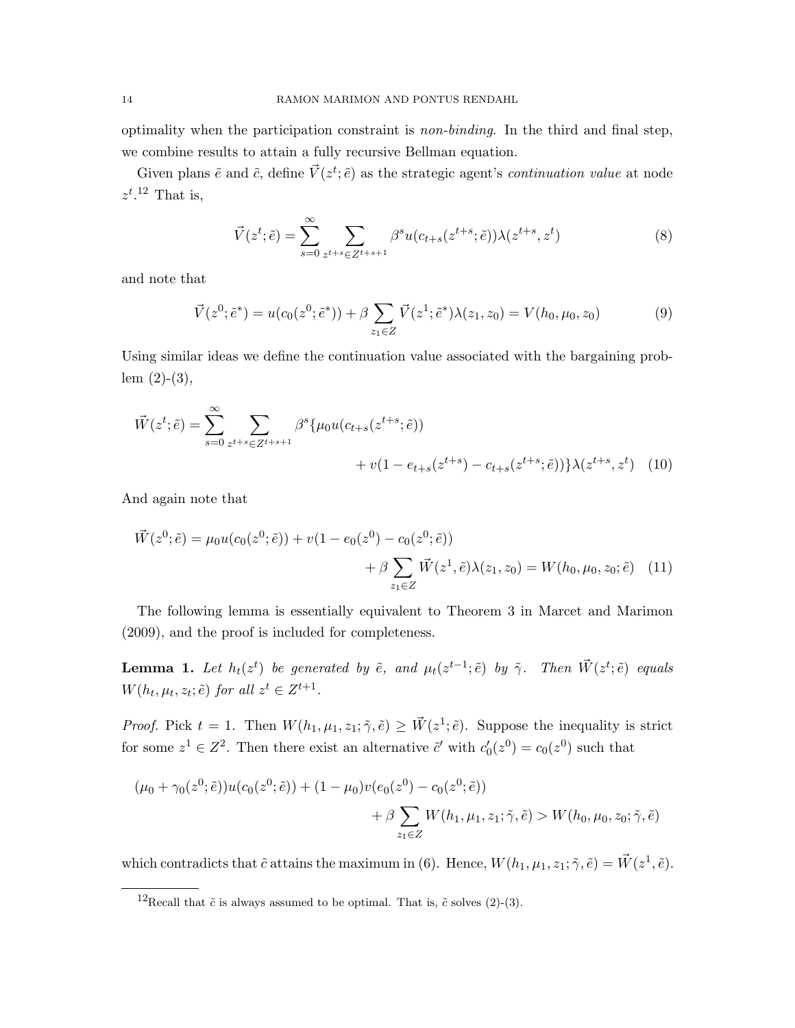optimality when the participation constraint is *non-binding*. In the third and final step, we combine results to attain a fully recursive Bellman equation.

Given plans $\tilde{e}$ and $\tilde{c}$, define $\vec{V}(z^t;\tilde{e})$ as the strategic agent's *continuation value* at node $z^t$.[12] That is,

$$\vec{V}(z^t;\tilde{e}) = \sum_{s=0}^{\infty} \sum_{z^{t+s}\in Z^{t+s+1}} \beta^s u(c_{t+s}(z^{t+s};\tilde{e}))\lambda(z^{t+s}, z^t) \tag{8}$$

and note that

$$\vec{V}(z^0;\tilde{e}^*) = u(c_0(z^0;\tilde{e}^*)) + \beta \sum_{z_1\in Z} \vec{V}(z^1;\tilde{e}^*)\lambda(z_1, z_0) = V(h_0, \mu_0, z_0) \tag{9}$$

Using similar ideas we define the continuation value associated with the bargaining problem (2)-(3),

$$\vec{W}(z^t;\tilde{e}) = \sum_{s=0}^{\infty} \sum_{z^{t+s}\in Z^{t+s+1}} \beta^s \{\mu_0 u(c_{t+s}(z^{t+s};\tilde{e})) + v(1 - e_{t+s}(z^{t+s}) - c_{t+s}(z^{t+s};\tilde{e}))\}\lambda(z^{t+s}, z^t) \tag{10}$$

And again note that

$$\vec{W}(z^0;\tilde{e}) = \mu_0 u(c_0(z^0;\tilde{e})) + v(1 - e_0(z^0) - c_0(z^0;\tilde{e})) + \beta \sum_{z_1\in Z} \vec{W}(z^1, \tilde{e})\lambda(z_1, z_0) = W(h_0, \mu_0, z_0; \tilde{e}) \tag{11}$$

The following lemma is essentially equivalent to Theorem 3 in Marcet and Marimon (2009), and the proof is included for completeness.

**Lemma 1.** *Let $h_t(z^t)$ be generated by $\tilde{e}$, and $\mu_t(z^{t-1};\tilde{e})$ by $\tilde{\gamma}$. Then $\vec{W}(z^t;\tilde{e})$ equals $W(h_t, \mu_t, z_t; \tilde{e})$ for all $z^t \in Z^{t+1}$.*

*Proof.* Pick $t = 1$. Then $W(h_1, \mu_1, z_1; \tilde{\gamma}, \tilde{e}) \geq \vec{W}(z^1;\tilde{e})$. Suppose the inequality is strict for some $z^1 \in Z^2$. Then there exist an alternative $\tilde{c}'$ with $c_0'(z^0) = c_0(z^0)$ such that

$$(\mu_0 + \gamma_0(z^0;\tilde{e}))u(c_0(z^0;\tilde{e})) + (1 - \mu_0)v(e_0(z^0) - c_0(z^0;\tilde{e})) + \beta \sum_{z_1\in Z} W(h_1, \mu_1, z_1; \tilde{\gamma}, \tilde{e}) > W(h_0, \mu_0, z_0; \tilde{\gamma}, \tilde{e})$$

which contradicts that $\tilde{c}$ attains the maximum in (6). Hence, $W(h_1, \mu_1, z_1; \tilde{\gamma}, \tilde{e}) = \vec{W}(z^1, \tilde{e})$.

[12] Recall that $\tilde{c}$ is always assumed to be optimal. That is, $\tilde{c}$ solves (2)-(3).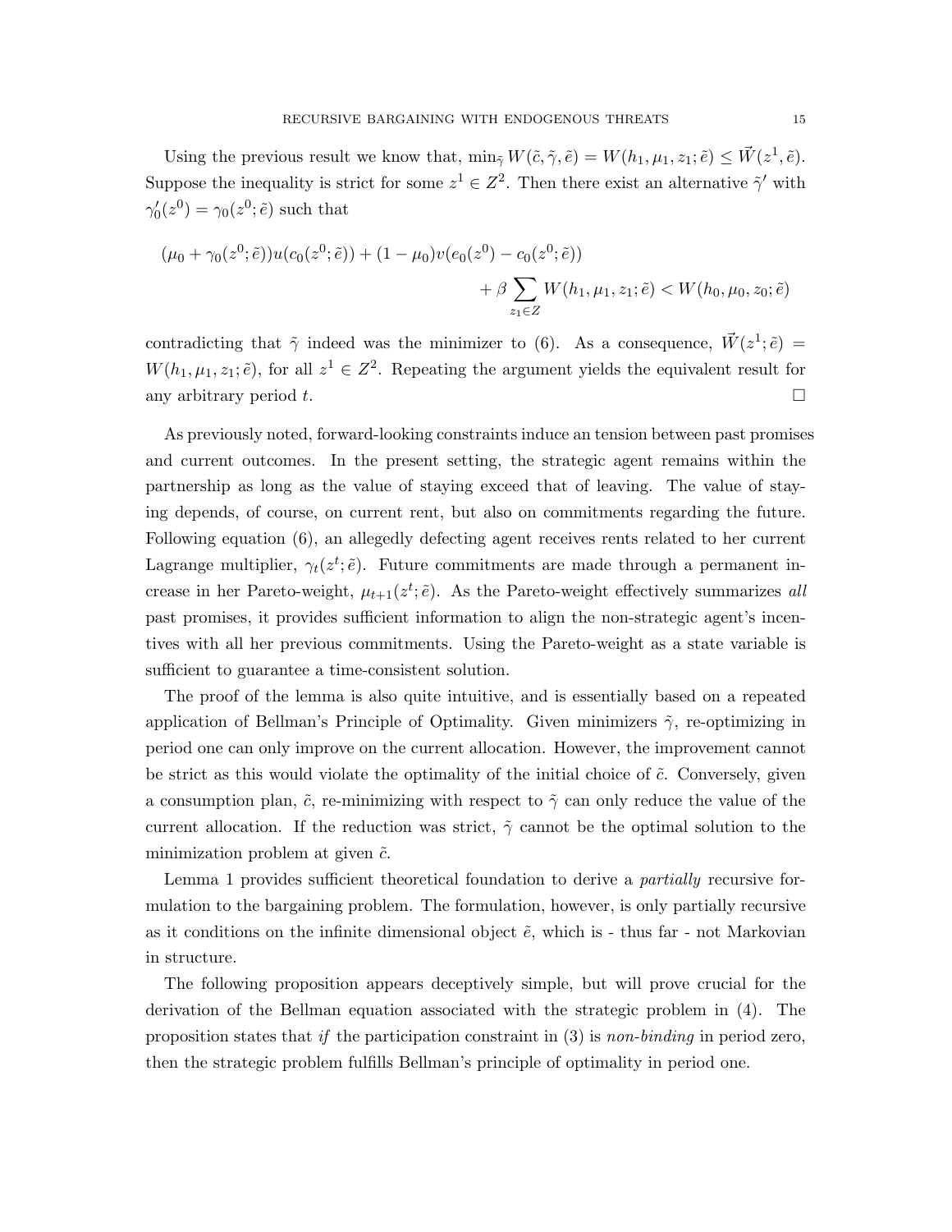Using the previous result we know that, $\min_{\tilde{\gamma}} W(\tilde{c}, \tilde{\gamma}, \tilde{e}) = W(h_1, \mu_1, z_1; \tilde{e}) \leq \vec{W}(z^1, \tilde{e})$. Suppose the inequality is strict for some $z^1 \in Z^2$. Then there exist an alternative $\tilde{\gamma}'$ with $\gamma_0'(z^0) = \gamma_0(z^0; \tilde{e})$ such that

$$
\begin{aligned}
(\mu_0 + \gamma_0(z^0; \tilde{e}))u(c_0(z^0; \tilde{e})) + (1 - \mu_0)v(e_0(z^0) - c_0(z^0; \tilde{e})) \\
+ \beta \sum_{z_1 \in Z} W(h_1, \mu_1, z_1; \tilde{e}) < W(h_0, \mu_0, z_0; \tilde{e})
\end{aligned}
$$

contradicting that $\tilde{\gamma}$ indeed was the minimizer to (6). As a consequence, $\vec{W}(z^1; \tilde{e}) = W(h_1, \mu_1, z_1; \tilde{e})$, for all $z^1 \in Z^2$. Repeating the argument yields the equivalent result for any arbitrary period $t$. □

As previously noted, forward-looking constraints induce an tension between past promises and current outcomes. In the present setting, the strategic agent remains within the partnership as long as the value of staying exceed that of leaving. The value of staying depends, of course, on current rent, but also on commitments regarding the future. Following equation (6), an allegedly defecting agent receives rents related to her current Lagrange multiplier, $\gamma_t(z^t; \tilde{e})$. Future commitments are made through a permanent increase in her Pareto-weight, $\mu_{t+1}(z^t; \tilde{e})$. As the Pareto-weight effectively summarizes *all* past promises, it provides sufficient information to align the non-strategic agent's incentives with all her previous commitments. Using the Pareto-weight as a state variable is sufficient to guarantee a time-consistent solution.

The proof of the lemma is also quite intuitive, and is essentially based on a repeated application of Bellman's Principle of Optimality. Given minimizers $\tilde{\gamma}$, re-optimizing in period one can only improve on the current allocation. However, the improvement cannot be strict as this would violate the optimality of the initial choice of $\tilde{c}$. Conversely, given a consumption plan, $\tilde{c}$, re-minimizing with respect to $\tilde{\gamma}$ can only reduce the value of the current allocation. If the reduction was strict, $\tilde{\gamma}$ cannot be the optimal solution to the minimization problem at given $\tilde{c}$.

Lemma 1 provides sufficient theoretical foundation to derive a *partially* recursive formulation to the bargaining problem. The formulation, however, is only partially recursive as it conditions on the infinite dimensional object $\tilde{e}$, which is - thus far - not Markovian in structure.

The following proposition appears deceptively simple, but will prove crucial for the derivation of the Bellman equation associated with the strategic problem in (4). The proposition states that *if* the participation constraint in (3) is *non-binding* in period zero, then the strategic problem fulfills Bellman's principle of optimality in period one.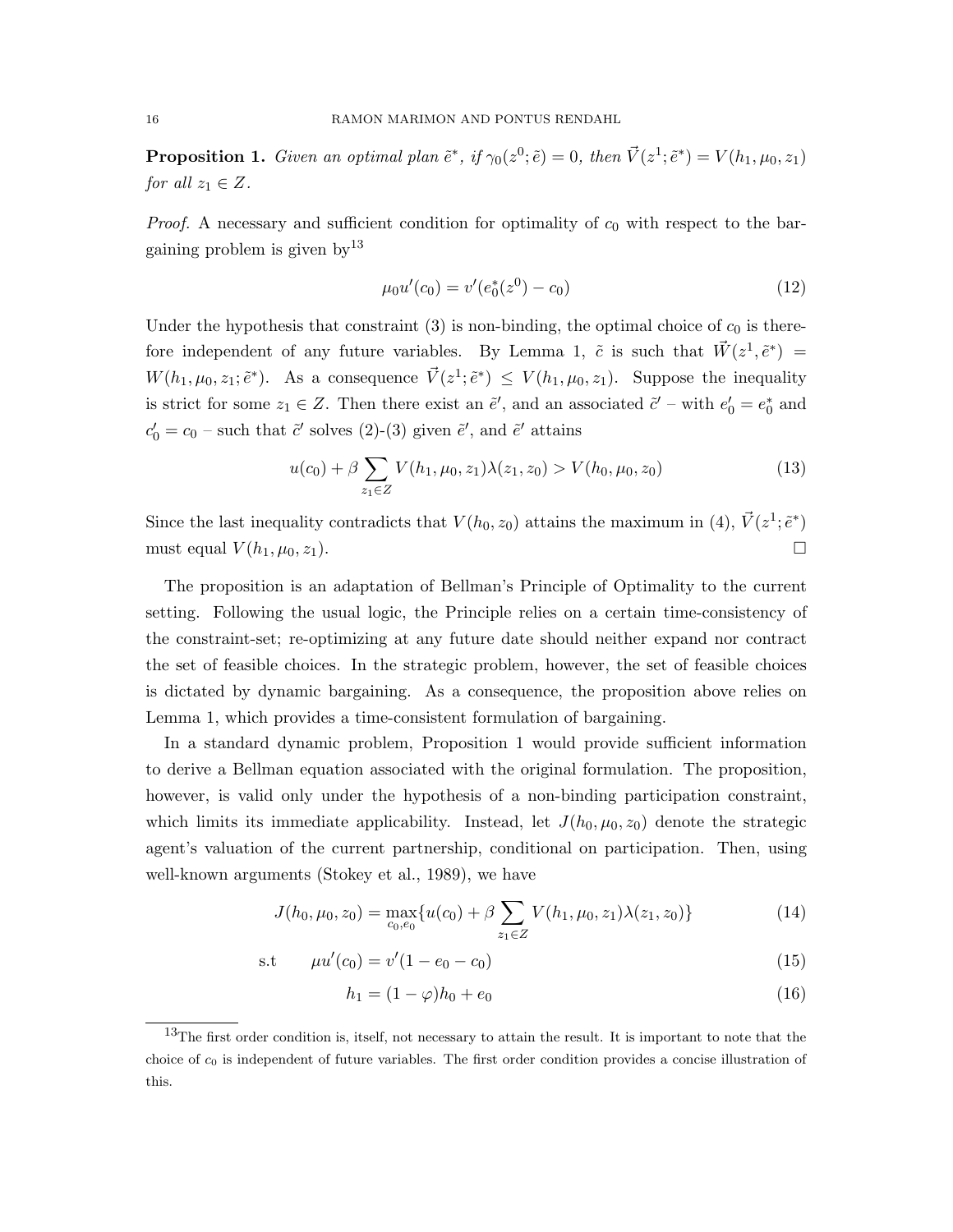**Proposition 1.** *Given an optimal plan $\tilde{e}^*$, if $\gamma_0(z^0;\tilde{e}) = 0$, then $\vec{V}(z^1;\tilde{e}^*) = V(h_1, \mu_0, z_1)$ for all $z_1 \in Z$.*

*Proof.* A necessary and sufficient condition for optimality of $c_0$ with respect to the bargaining problem is given by[13]

$$\mu_0 u'(c_0) = v'(e_0^*(z^0) - c_0) \tag{12}$$

Under the hypothesis that constraint (3) is non-binding, the optimal choice of $c_0$ is therefore independent of any future variables. By Lemma 1, $\tilde{c}$ is such that $\vec{W}(z^1, \tilde{e}^*) = W(h_1, \mu_0, z_1; \tilde{e}^*)$. As a consequence $\vec{V}(z^1;\tilde{e}^*) \leq V(h_1, \mu_0, z_1)$. Suppose the inequality is strict for some $z_1 \in Z$. Then there exist an $\tilde{e}'$, and an associated $\tilde{c}'$ – with $e_0' = e_0^*$ and $c_0' = c_0$ – such that $\tilde{c}'$ solves (2)-(3) given $\tilde{e}'$, and $\tilde{e}'$ attains

$$u(c_0) + \beta \sum_{z_1 \in Z} V(h_1, \mu_0, z_1)\lambda(z_1, z_0) > V(h_0, \mu_0, z_0) \tag{13}$$

Since the last inequality contradicts that $V(h_0, z_0)$ attains the maximum in (4), $\vec{V}(z^1;\tilde{e}^*)$ must equal $V(h_1, \mu_0, z_1)$. □

The proposition is an adaptation of Bellman's Principle of Optimality to the current setting. Following the usual logic, the Principle relies on a certain time-consistency of the constraint-set; re-optimizing at any future date should neither expand nor contract the set of feasible choices. In the strategic problem, however, the set of feasible choices is dictated by dynamic bargaining. As a consequence, the proposition above relies on Lemma 1, which provides a time-consistent formulation of bargaining.

In a standard dynamic problem, Proposition 1 would provide sufficient information to derive a Bellman equation associated with the original formulation. The proposition, however, is valid only under the hypothesis of a non-binding participation constraint, which limits its immediate applicability. Instead, let $J(h_0, \mu_0, z_0)$ denote the strategic agent's valuation of the current partnership, conditional on participation. Then, using well-known arguments (Stokey et al., 1989), we have

$$J(h_0, \mu_0, z_0) = \max_{c_0, e_0} \{u(c_0) + \beta \sum_{z_1 \in Z} V(h_1, \mu_0, z_1)\lambda(z_1, z_0)\} \tag{14}$$

$$\text{s.t} \qquad \mu u'(c_0) = v'(1 - e_0 - c_0) \tag{15}$$

$$h_1 = (1 - \varphi)h_0 + e_0 \tag{16}$$

[13] The first order condition is, itself, not necessary to attain the result. It is important to note that the choice of $c_0$ is independent of future variables. The first order condition provides a concise illustration of this.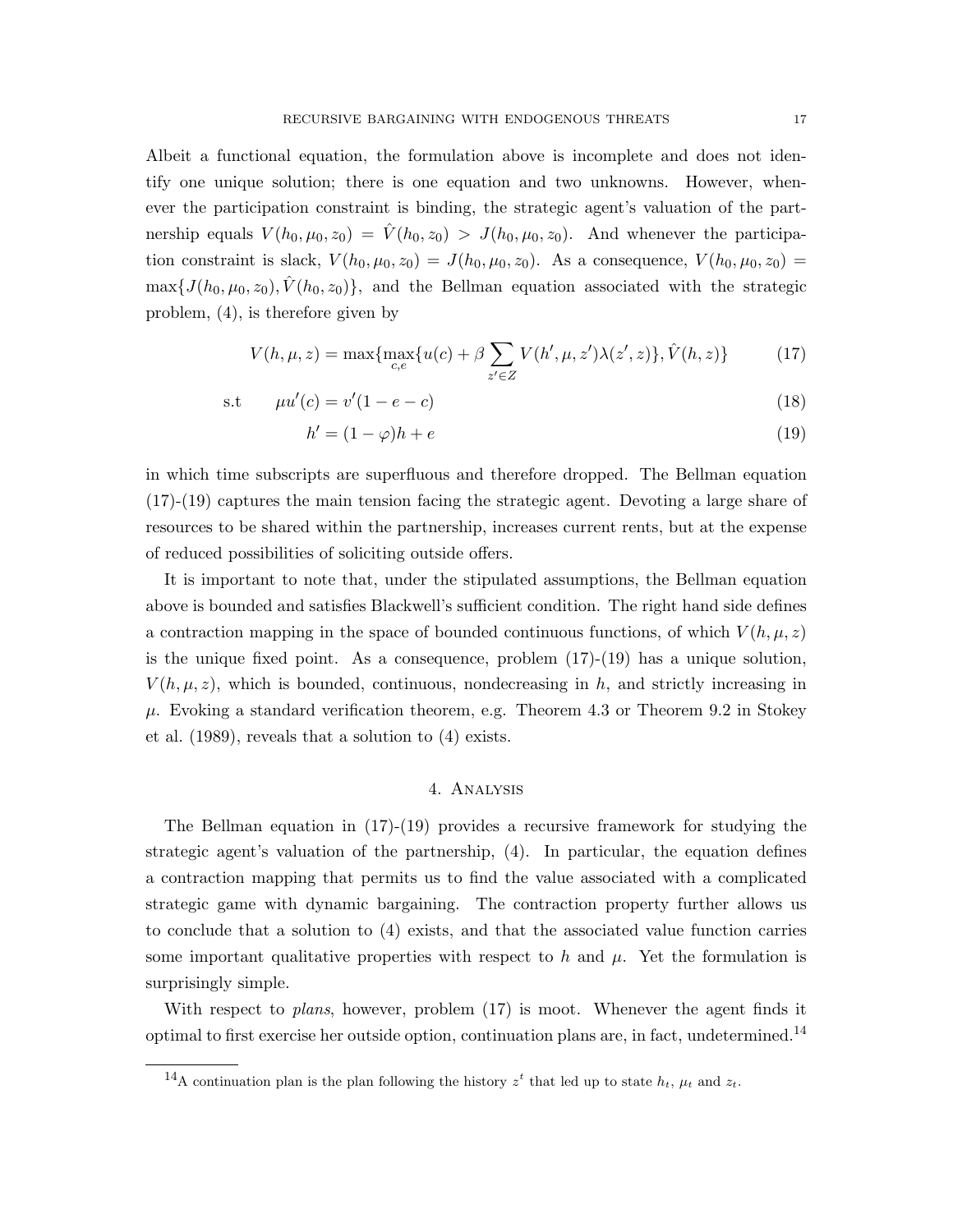Albeit a functional equation, the formulation above is incomplete and does not identify one unique solution; there is one equation and two unknowns. However, whenever the participation constraint is binding, the strategic agent's valuation of the partnership equals $V(h_0, \mu_0, z_0) = \hat{V}(h_0, z_0) > J(h_0, \mu_0, z_0)$. And whenever the participation constraint is slack, $V(h_0, \mu_0, z_0) = J(h_0, \mu_0, z_0)$. As a consequence, $V(h_0, \mu_0, z_0) = \max\{J(h_0, \mu_0, z_0), \hat{V}(h_0, z_0)\}$, and the Bellman equation associated with the strategic problem, (4), is therefore given by

$$V(h, \mu, z) = \max\{\max_{c,e}\{u(c) + \beta \sum_{z' \in Z} V(h', \mu, z')\lambda(z', z)\}, \hat{V}(h, z)\} \tag{17}$$

$$\text{s.t} \qquad \mu u'(c) = v'(1 - e - c) \tag{18}$$

$$h' = (1 - \varphi)h + e \tag{19}$$

in which time subscripts are superfluous and therefore dropped. The Bellman equation (17)-(19) captures the main tension facing the strategic agent. Devoting a large share of resources to be shared within the partnership, increases current rents, but at the expense of reduced possibilities of soliciting outside offers.

It is important to note that, under the stipulated assumptions, the Bellman equation above is bounded and satisfies Blackwell's sufficient condition. The right hand side defines a contraction mapping in the space of bounded continuous functions, of which $V(h, \mu, z)$ is the unique fixed point. As a consequence, problem (17)-(19) has a unique solution, $V(h, \mu, z)$, which is bounded, continuous, nondecreasing in $h$, and strictly increasing in $\mu$. Evoking a standard verification theorem, e.g. Theorem 4.3 or Theorem 9.2 in Stokey et al. (1989), reveals that a solution to (4) exists.

## 4. Analysis

The Bellman equation in (17)-(19) provides a recursive framework for studying the strategic agent's valuation of the partnership, (4). In particular, the equation defines a contraction mapping that permits us to find the value associated with a complicated strategic game with dynamic bargaining. The contraction property further allows us to conclude that a solution to (4) exists, and that the associated value function carries some important qualitative properties with respect to $h$ and $\mu$. Yet the formulation is surprisingly simple.

With respect to *plans*, however, problem (17) is moot. Whenever the agent finds it optimal to first exercise her outside option, continuation plans are, in fact, undetermined.[14]

[14] A continuation plan is the plan following the history $z^t$ that led up to state $h_t$, $\mu_t$ and $z_t$.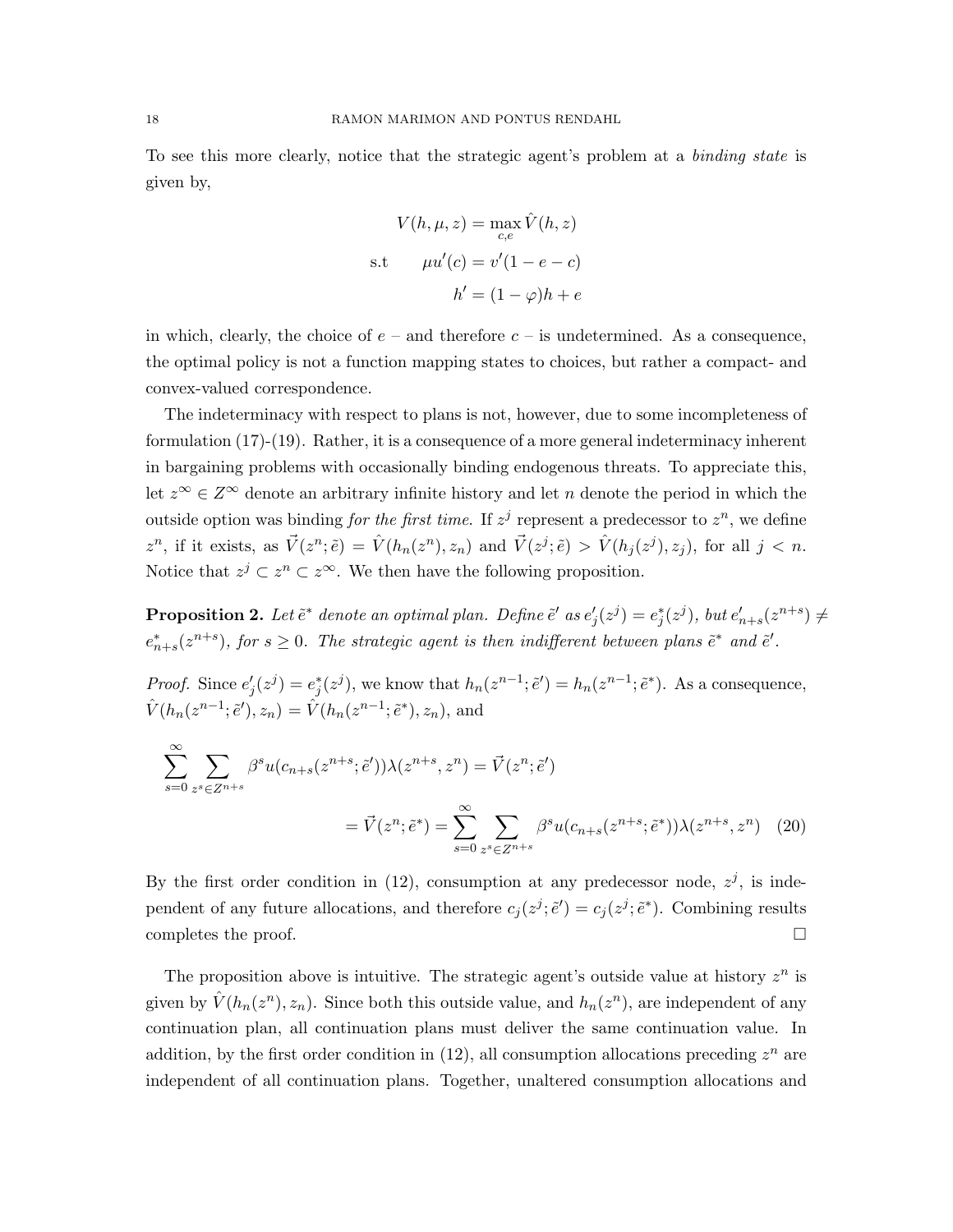To see this more clearly, notice that the strategic agent's problem at a *binding state* is given by,

$$
\begin{aligned}
V(h, \mu, z) &= \max_{c,e} \hat{V}(h, z) \\
\text{s.t} \qquad \mu u'(c) &= v'(1 - e - c) \\
h' &= (1 - \varphi)h + e
\end{aligned}
$$

in which, clearly, the choice of $e$ – and therefore $c$ – is undetermined. As a consequence, the optimal policy is not a function mapping states to choices, but rather a compact- and convex-valued correspondence.

The indeterminacy with respect to plans is not, however, due to some incompleteness of formulation (17)-(19). Rather, it is a consequence of a more general indeterminacy inherent in bargaining problems with occasionally binding endogenous threats. To appreciate this, let $z^\infty \in Z^\infty$ denote an arbitrary infinite history and let $n$ denote the period in which the outside option was binding *for the first time*. If $z^j$ represent a predecessor to $z^n$, we define $z^n$, if it exists, as $\vec{V}(z^n; \tilde{e}) = \hat{V}(h_n(z^n), z_n)$ and $\vec{V}(z^j; \tilde{e}) > \hat{V}(h_j(z^j), z_j)$, for all $j < n$. Notice that $z^j \subset z^n \subset z^\infty$. We then have the following proposition.

**Proposition 2.** *Let $\tilde{e}^*$ denote an optimal plan. Define $\tilde{e}'$ as $e'_j(z^j) = e^*_j(z^j)$, but $e'_{n+s}(z^{n+s}) \neq e^*_{n+s}(z^{n+s})$, for $s \geq 0$. The strategic agent is then indifferent between plans $\tilde{e}^*$ and $\tilde{e}'$.*

*Proof.* Since $e'_j(z^j) = e^*_j(z^j)$, we know that $h_n(z^{n-1}; \tilde{e}') = h_n(z^{n-1}; \tilde{e}^*)$. As a consequence, $\hat{V}(h_n(z^{n-1}; \tilde{e}'), z_n) = \hat{V}(h_n(z^{n-1}; \tilde{e}^*), z_n)$, and

$$
\begin{aligned}
\sum_{s=0}^{\infty} \sum_{z^s \in Z^{n+s}} \beta^s u(c_{n+s}(z^{n+s}; \tilde{e}')) \lambda(z^{n+s}, z^n) &= \vec{V}(z^n; \tilde{e}') \\
&= \vec{V}(z^n; \tilde{e}^*) = \sum_{s=0}^{\infty} \sum_{z^s \in Z^{n+s}} \beta^s u(c_{n+s}(z^{n+s}; \tilde{e}^*)) \lambda(z^{n+s}, z^n) \quad (20)
\end{aligned}
$$

By the first order condition in (12), consumption at any predecessor node, $z^j$, is independent of any future allocations, and therefore $c_j(z^j; \tilde{e}') = c_j(z^j; \tilde{e}^*)$. Combining results completes the proof. $\square$

The proposition above is intuitive. The strategic agent's outside value at history $z^n$ is given by $\hat{V}(h_n(z^n), z_n)$. Since both this outside value, and $h_n(z^n)$, are independent of any continuation plan, all continuation plans must deliver the same continuation value. In addition, by the first order condition in (12), all consumption allocations preceding $z^n$ are independent of all continuation plans. Together, unaltered consumption allocations and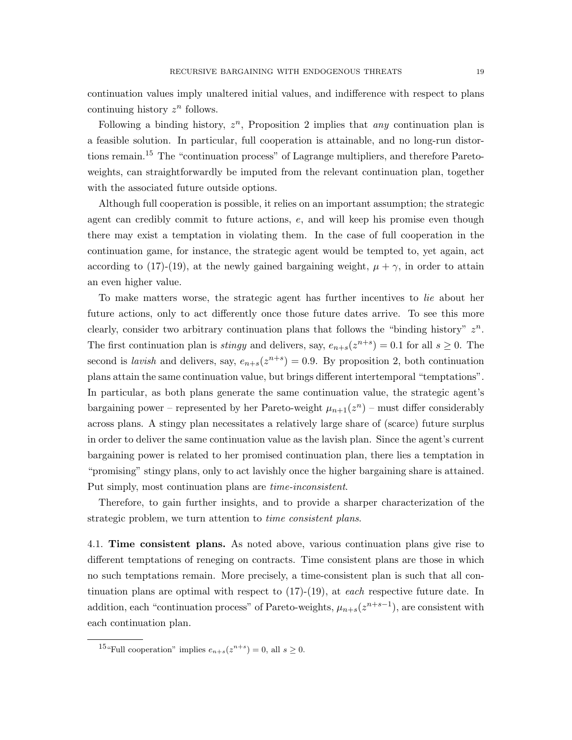continuation values imply unaltered initial values, and indifference with respect to plans continuing history $z^n$ follows.

Following a binding history, $z^n$, Proposition 2 implies that *any* continuation plan is a feasible solution. In particular, full cooperation is attainable, and no long-run distortions remain.[15] The "continuation process" of Lagrange multipliers, and therefore Pareto-weights, can straightforwardly be imputed from the relevant continuation plan, together with the associated future outside options.

Although full cooperation is possible, it relies on an important assumption; the strategic agent can credibly commit to future actions, $e$, and will keep his promise even though there may exist a temptation in violating them. In the case of full cooperation in the continuation game, for instance, the strategic agent would be tempted to, yet again, act according to (17)-(19), at the newly gained bargaining weight, $\mu + \gamma$, in order to attain an even higher value.

To make matters worse, the strategic agent has further incentives to *lie* about her future actions, only to act differently once those future dates arrive. To see this more clearly, consider two arbitrary continuation plans that follows the "binding history" $z^n$. The first continuation plan is *stingy* and delivers, say, $e_{n+s}(z^{n+s}) = 0.1$ for all $s \geq 0$. The second is *lavish* and delivers, say, $e_{n+s}(z^{n+s}) = 0.9$. By proposition 2, both continuation plans attain the same continuation value, but brings different intertemporal "temptations". In particular, as both plans generate the same continuation value, the strategic agent's bargaining power – represented by her Pareto-weight $\mu_{n+1}(z^n)$ – must differ considerably across plans. A stingy plan necessitates a relatively large share of (scarce) future surplus in order to deliver the same continuation value as the lavish plan. Since the agent's current bargaining power is related to her promised continuation plan, there lies a temptation in "promising" stingy plans, only to act lavishly once the higher bargaining share is attained. Put simply, most continuation plans are *time-inconsistent*.

Therefore, to gain further insights, and to provide a sharper characterization of the strategic problem, we turn attention to *time consistent plans*.

4.1. **Time consistent plans.** As noted above, various continuation plans give rise to different temptations of reneging on contracts. Time consistent plans are those in which no such temptations remain. More precisely, a time-consistent plan is such that all continuation plans are optimal with respect to (17)-(19), at *each* respective future date. In addition, each "continuation process" of Pareto-weights, $\mu_{n+s}(z^{n+s-1})$, are consistent with each continuation plan.

[15] "Full cooperation" implies $e_{n+s}(z^{n+s}) = 0$, all $s \geq 0$.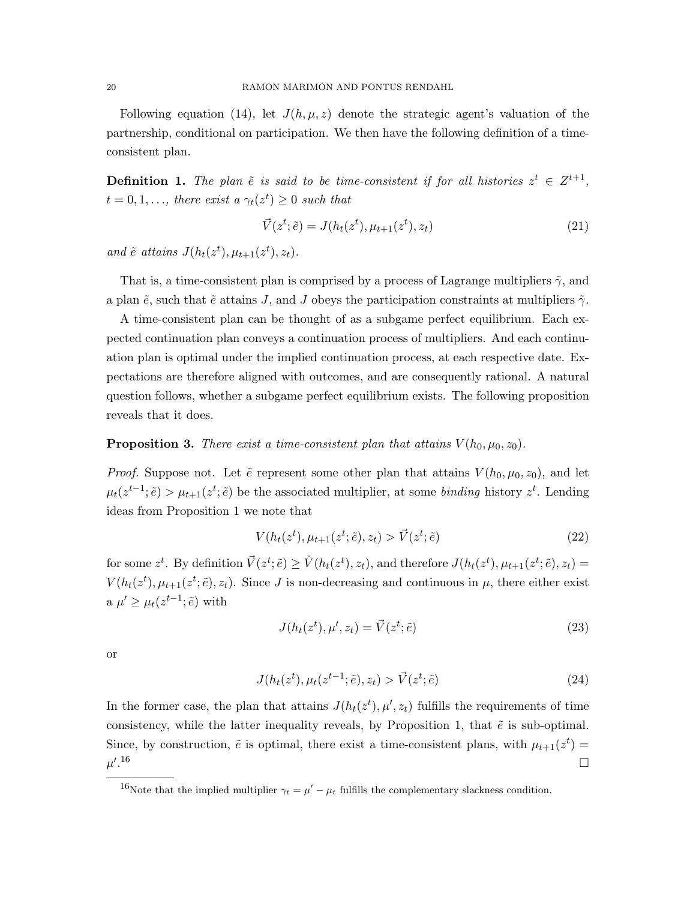Following equation (14), let $J(h, \mu, z)$ denote the strategic agent's valuation of the partnership, conditional on participation. We then have the following definition of a time-consistent plan.

**Definition 1.** *The plan $\tilde{e}$ is said to be time-consistent if for all histories $z^t \in Z^{t+1}$, $t = 0, 1, \ldots$, there exist a $\gamma_t(z^t) \geq 0$ such that*

$$\vec{V}(z^t; \tilde{e}) = J(h_t(z^t), \mu_{t+1}(z^t), z_t) \tag{21}$$

*and $\tilde{e}$ attains $J(h_t(z^t), \mu_{t+1}(z^t), z_t)$.*

That is, a time-consistent plan is comprised by a process of Lagrange multipliers $\tilde{\gamma}$, and a plan $\tilde{e}$, such that $\tilde{e}$ attains $J$, and $J$ obeys the participation constraints at multipliers $\tilde{\gamma}$.

A time-consistent plan can be thought of as a subgame perfect equilibrium. Each expected continuation plan conveys a continuation process of multipliers. And each continuation plan is optimal under the implied continuation process, at each respective date. Expectations are therefore aligned with outcomes, and are consequently rational. A natural question follows, whether a subgame perfect equilibrium exists. The following proposition reveals that it does.

**Proposition 3.** *There exist a time-consistent plan that attains $V(h_0, \mu_0, z_0)$.*

*Proof.* Suppose not. Let $\tilde{e}$ represent some other plan that attains $V(h_0, \mu_0, z_0)$, and let $\mu_t(z^{t-1}; \tilde{e}) > \mu_{t+1}(z^t; \tilde{e})$ be the associated multiplier, at some *binding* history $z^t$. Lending ideas from Proposition 1 we note that

$$V(h_t(z^t), \mu_{t+1}(z^t; \tilde{e}), z_t) > \vec{V}(z^t; \tilde{e}) \tag{22}$$

for some $z^t$. By definition $\vec{V}(z^t; \tilde{e}) \geq \hat{V}(h_t(z^t), z_t)$, and therefore $J(h_t(z^t), \mu_{t+1}(z^t; \tilde{e}), z_t) = V(h_t(z^t), \mu_{t+1}(z^t; \tilde{e}), z_t)$. Since $J$ is non-decreasing and continuous in $\mu$, there either exist a $\mu' \geq \mu_t(z^{t-1}; \tilde{e})$ with

$$J(h_t(z^t), \mu', z_t) = \vec{V}(z^t; \tilde{e}) \tag{23}$$

or

$$J(h_t(z^t), \mu_t(z^{t-1}; \tilde{e}), z_t) > \vec{V}(z^t; \tilde{e}) \tag{24}$$

In the former case, the plan that attains $J(h_t(z^t), \mu', z_t)$ fulfills the requirements of time consistency, while the latter inequality reveals, by Proposition 1, that $\tilde{e}$ is sub-optimal. Since, by construction, $\tilde{e}$ is optimal, there exist a time-consistent plans, with $\mu_{t+1}(z^t) = \mu'$.[16] $\square$

[16]Note that the implied multiplier $\gamma_t = \mu' - \mu_t$ fulfills the complementary slackness condition.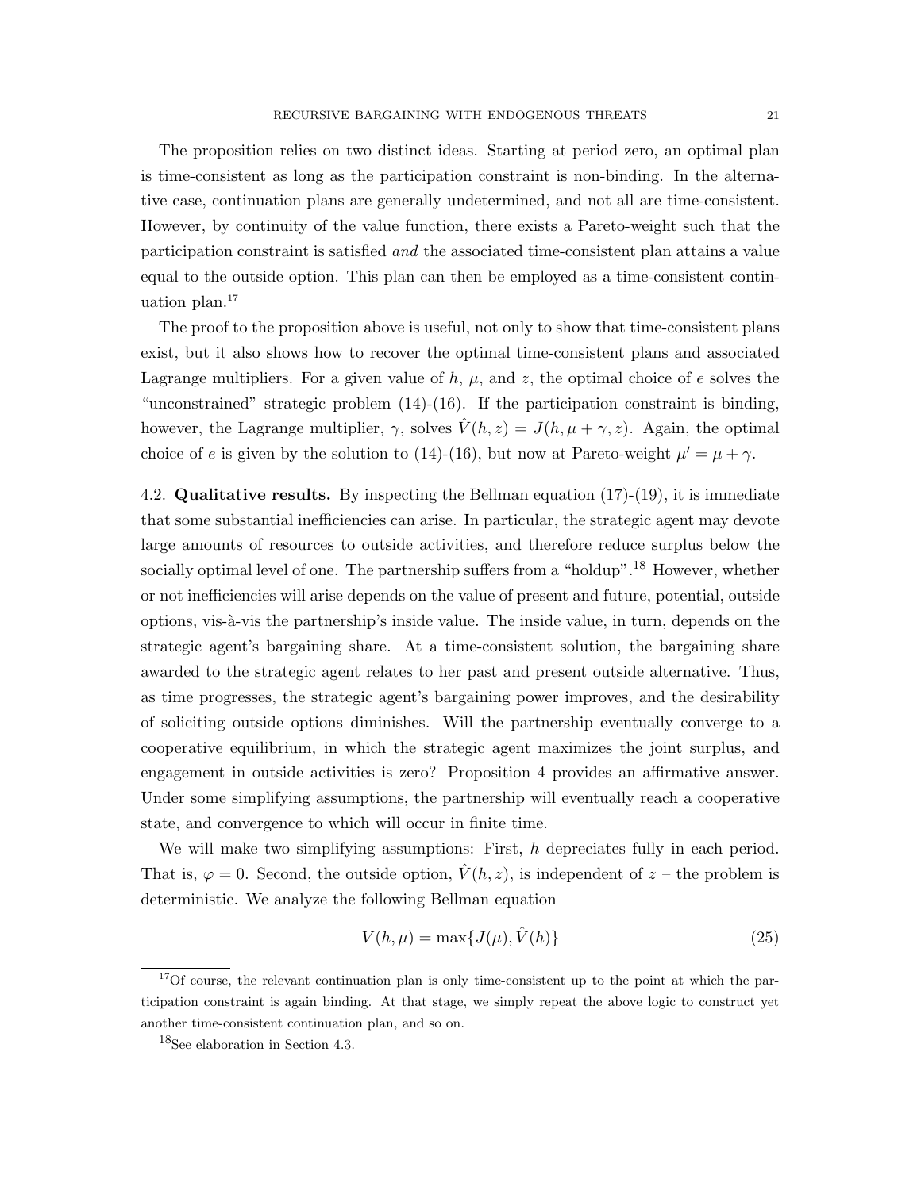The proposition relies on two distinct ideas. Starting at period zero, an optimal plan is time-consistent as long as the participation constraint is non-binding. In the alternative case, continuation plans are generally undetermined, and not all are time-consistent. However, by continuity of the value function, there exists a Pareto-weight such that the participation constraint is satisfied *and* the associated time-consistent plan attains a value equal to the outside option. This plan can then be employed as a time-consistent continuation plan.[17]

The proof to the proposition above is useful, not only to show that time-consistent plans exist, but it also shows how to recover the optimal time-consistent plans and associated Lagrange multipliers. For a given value of $h$, $\mu$, and $z$, the optimal choice of $e$ solves the "unconstrained" strategic problem (14)-(16). If the participation constraint is binding, however, the Lagrange multiplier, $\gamma$, solves $\hat{V}(h, z) = J(h, \mu + \gamma, z)$. Again, the optimal choice of $e$ is given by the solution to (14)-(16), but now at Pareto-weight $\mu' = \mu + \gamma$.

4.2. **Qualitative results.** By inspecting the Bellman equation (17)-(19), it is immediate that some substantial inefficiencies can arise. In particular, the strategic agent may devote large amounts of resources to outside activities, and therefore reduce surplus below the socially optimal level of one. The partnership suffers from a "holdup".[18] However, whether or not inefficiencies will arise depends on the value of present and future, potential, outside options, vis-à-vis the partnership's inside value. The inside value, in turn, depends on the strategic agent's bargaining share. At a time-consistent solution, the bargaining share awarded to the strategic agent relates to her past and present outside alternative. Thus, as time progresses, the strategic agent's bargaining power improves, and the desirability of soliciting outside options diminishes. Will the partnership eventually converge to a cooperative equilibrium, in which the strategic agent maximizes the joint surplus, and engagement in outside activities is zero? Proposition 4 provides an affirmative answer. Under some simplifying assumptions, the partnership will eventually reach a cooperative state, and convergence to which will occur in finite time.

We will make two simplifying assumptions: First, $h$ depreciates fully in each period. That is, $\varphi = 0$. Second, the outside option, $\hat{V}(h, z)$, is independent of $z$ – the problem is deterministic. We analyze the following Bellman equation

$$V(h, \mu) = \max\{J(\mu), \hat{V}(h)\} \tag{25}$$

---

[17] Of course, the relevant continuation plan is only time-consistent up to the point at which the participation constraint is again binding. At that stage, we simply repeat the above logic to construct yet another time-consistent continuation plan, and so on.

[18] See elaboration in Section 4.3.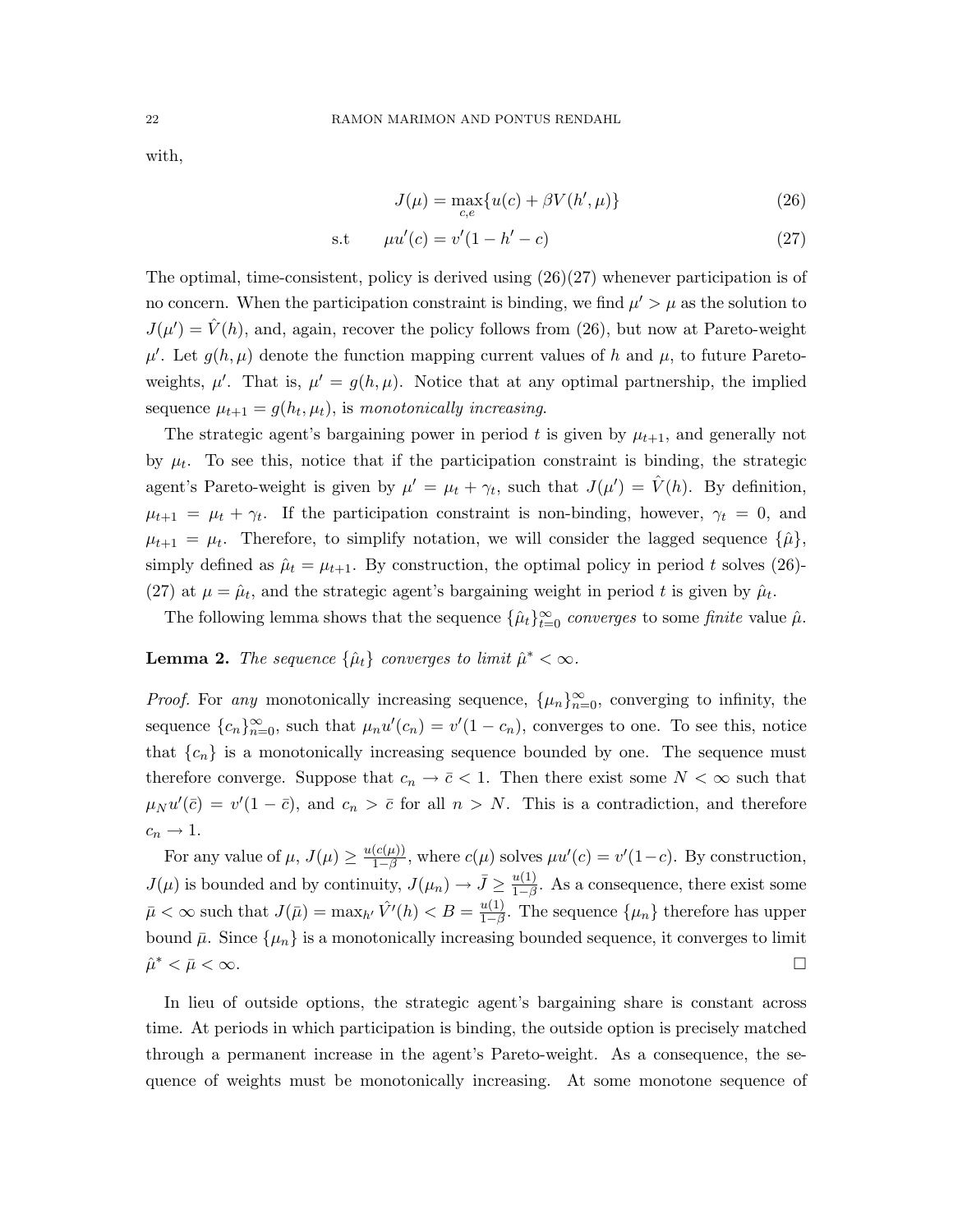with,

$$J(\mu) = \max_{c,e}\{u(c) + \beta V(h', \mu)\} \tag{26}$$

$$\text{s.t} \qquad \mu u'(c) = v'(1 - h' - c) \tag{27}$$

The optimal, time-consistent, policy is derived using (26)(27) whenever participation is of no concern. When the participation constraint is binding, we find $\mu' > \mu$ as the solution to $J(\mu') = \hat{V}(h)$, and, again, recover the policy follows from (26), but now at Pareto-weight $\mu'$. Let $g(h, \mu)$ denote the function mapping current values of $h$ and $\mu$, to future Pareto-weights, $\mu'$. That is, $\mu' = g(h, \mu)$. Notice that at any optimal partnership, the implied sequence $\mu_{t+1} = g(h_t, \mu_t)$, is *monotonically increasing*.

The strategic agent's bargaining power in period $t$ is given by $\mu_{t+1}$, and generally not by $\mu_t$. To see this, notice that if the participation constraint is binding, the strategic agent's Pareto-weight is given by $\mu' = \mu_t + \gamma_t$, such that $J(\mu') = \hat{V}(h)$. By definition, $\mu_{t+1} = \mu_t + \gamma_t$. If the participation constraint is non-binding, however, $\gamma_t = 0$, and $\mu_{t+1} = \mu_t$. Therefore, to simplify notation, we will consider the lagged sequence $\{\hat{\mu}\}$, simply defined as $\hat{\mu}_t = \mu_{t+1}$. By construction, the optimal policy in period $t$ solves (26)-(27) at $\mu = \hat{\mu}_t$, and the strategic agent's bargaining weight in period $t$ is given by $\hat{\mu}_t$.

The following lemma shows that the sequence $\{\hat{\mu}_t\}_{t=0}^{\infty}$ *converges* to some *finite* value $\hat{\mu}$.

**Lemma 2.** *The sequence $\{\hat{\mu}_t\}$ converges to limit $\hat{\mu}^* < \infty$.*

*Proof.* For *any* monotonically increasing sequence, $\{\mu_n\}_{n=0}^{\infty}$, converging to infinity, the sequence $\{c_n\}_{n=0}^{\infty}$, such that $\mu_n u'(c_n) = v'(1 - c_n)$, converges to one. To see this, notice that $\{c_n\}$ is a monotonically increasing sequence bounded by one. The sequence must therefore converge. Suppose that $c_n \to \bar{c} < 1$. Then there exist some $N < \infty$ such that $\mu_N u'(\bar{c}) = v'(1 - \bar{c})$, and $c_n > \bar{c}$ for all $n > N$. This is a contradiction, and therefore $c_n \to 1$.

For any value of $\mu$, $J(\mu) \geq \frac{u(c(\mu))}{1-\beta}$, where $c(\mu)$ solves $\mu u'(c) = v'(1-c)$. By construction, $J(\mu)$ is bounded and by continuity, $J(\mu_n) \to \bar{J} \geq \frac{u(1)}{1-\beta}$. As a consequence, there exist some $\bar{\mu} < \infty$ such that $J(\bar{\mu}) = \max_{h'} \hat{V}'(h) < B = \frac{u(1)}{1-\beta}$. The sequence $\{\mu_n\}$ therefore has upper bound $\bar{\mu}$. Since $\{\mu_n\}$ is a monotonically increasing bounded sequence, it converges to limit $\hat{\mu}^* < \bar{\mu} < \infty$. $\square$

In lieu of outside options, the strategic agent's bargaining share is constant across time. At periods in which participation is binding, the outside option is precisely matched through a permanent increase in the agent's Pareto-weight. As a consequence, the sequence of weights must be monotonically increasing. At some monotone sequence of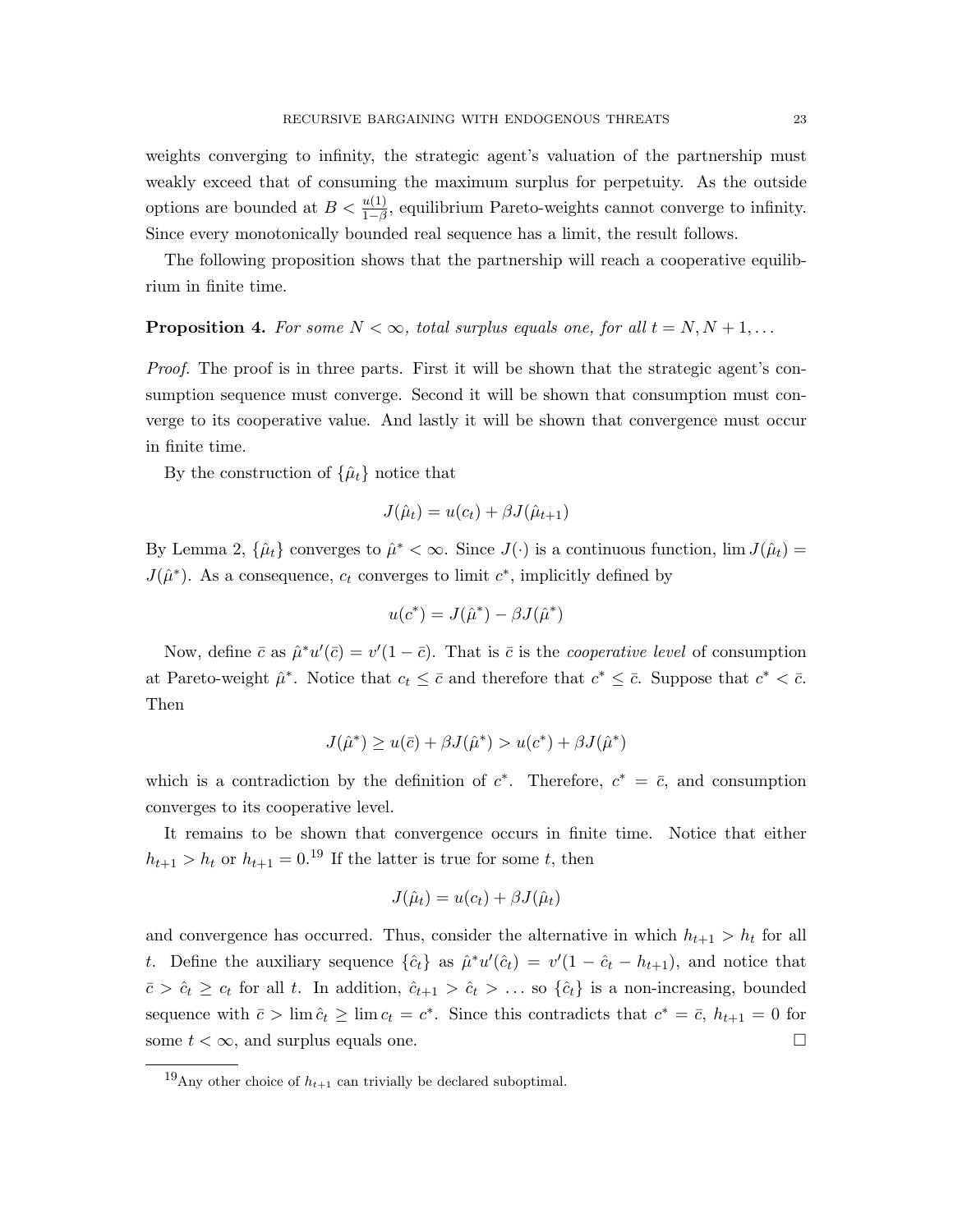weights converging to infinity, the strategic agent's valuation of the partnership must weakly exceed that of consuming the maximum surplus for perpetuity. As the outside options are bounded at $B < \frac{u(1)}{1-\beta}$, equilibrium Pareto-weights cannot converge to infinity. Since every monotonically bounded real sequence has a limit, the result follows.

The following proposition shows that the partnership will reach a cooperative equilibrium in finite time.

**Proposition 4.** *For some $N < \infty$, total surplus equals one, for all $t = N, N+1, \dots$*

*Proof.* The proof is in three parts. First it will be shown that the strategic agent's consumption sequence must converge. Second it will be shown that consumption must converge to its cooperative value. And lastly it will be shown that convergence must occur in finite time.

By the construction of $\{\hat{\mu}_t\}$ notice that

$$J(\hat{\mu}_t) = u(c_t) + \beta J(\hat{\mu}_{t+1})$$

By Lemma 2, $\{\hat{\mu}_t\}$ converges to $\hat{\mu}^* < \infty$. Since $J(\cdot)$ is a continuous function, $\lim J(\hat{\mu}_t) = J(\hat{\mu}^*)$. As a consequence, $c_t$ converges to limit $c^*$, implicitly defined by

$$u(c^*) = J(\hat{\mu}^*) - \beta J(\hat{\mu}^*)$$

Now, define $\bar{c}$ as $\hat{\mu}^* u'(\bar{c}) = v'(1 - \bar{c})$. That is $\bar{c}$ is the *cooperative level* of consumption at Pareto-weight $\hat{\mu}^*$. Notice that $c_t \leq \bar{c}$ and therefore that $c^* \leq \bar{c}$. Suppose that $c^* < \bar{c}$. Then

$$J(\hat{\mu}^*) \geq u(\bar{c}) + \beta J(\hat{\mu}^*) > u(c^*) + \beta J(\hat{\mu}^*)$$

which is a contradiction by the definition of $c^*$. Therefore, $c^* = \bar{c}$, and consumption converges to its cooperative level.

It remains to be shown that convergence occurs in finite time. Notice that either $h_{t+1} > h_t$ or $h_{t+1} = 0$.[19] If the latter is true for some $t$, then

$$J(\hat{\mu}_t) = u(c_t) + \beta J(\hat{\mu}_t)$$

and convergence has occurred. Thus, consider the alternative in which $h_{t+1} > h_t$ for all $t$. Define the auxiliary sequence $\{\hat{c}_t\}$ as $\hat{\mu}^* u'(\hat{c}_t) = v'(1 - \hat{c}_t - h_{t+1})$, and notice that $\bar{c} > \hat{c}_t \geq c_t$ for all $t$. In addition, $\hat{c}_{t+1} > \hat{c}_t > \dots$ so $\{\hat{c}_t\}$ is a non-increasing, bounded sequence with $\bar{c} > \lim \hat{c}_t \geq \lim c_t = c^*$. Since this contradicts that $c^* = \bar{c}$, $h_{t+1} = 0$ for some $t < \infty$, and surplus equals one. $\square$

[19] Any other choice of $h_{t+1}$ can trivially be declared suboptimal.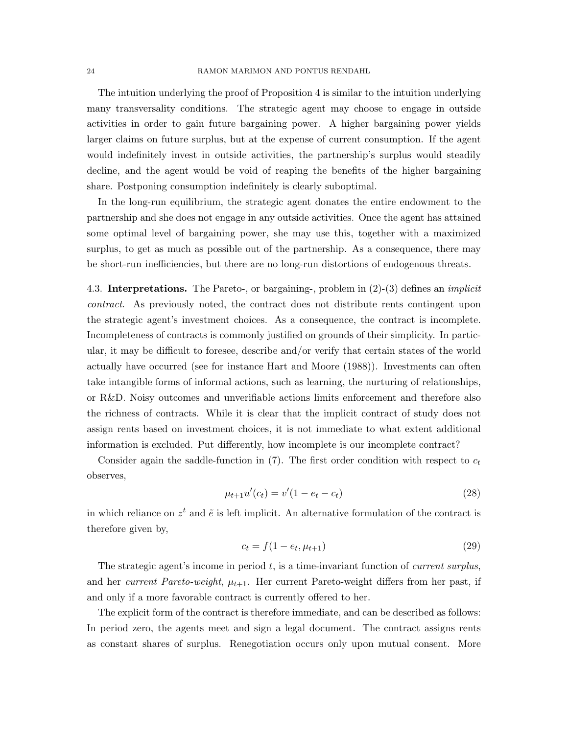The intuition underlying the proof of Proposition 4 is similar to the intuition underlying many transversality conditions. The strategic agent may choose to engage in outside activities in order to gain future bargaining power. A higher bargaining power yields larger claims on future surplus, but at the expense of current consumption. If the agent would indefinitely invest in outside activities, the partnership's surplus would steadily decline, and the agent would be void of reaping the benefits of the higher bargaining share. Postponing consumption indefinitely is clearly suboptimal.

In the long-run equilibrium, the strategic agent donates the entire endowment to the partnership and she does not engage in any outside activities. Once the agent has attained some optimal level of bargaining power, she may use this, together with a maximized surplus, to get as much as possible out of the partnership. As a consequence, there may be short-run inefficiencies, but there are no long-run distortions of endogenous threats.

4.3. **Interpretations.** The Pareto-, or bargaining-, problem in (2)-(3) defines an *implicit contract*. As previously noted, the contract does not distribute rents contingent upon the strategic agent's investment choices. As a consequence, the contract is incomplete. Incompleteness of contracts is commonly justified on grounds of their simplicity. In particular, it may be difficult to foresee, describe and/or verify that certain states of the world actually have occurred (see for instance Hart and Moore (1988)). Investments can often take intangible forms of informal actions, such as learning, the nurturing of relationships, or R&D. Noisy outcomes and unverifiable actions limits enforcement and therefore also the richness of contracts. While it is clear that the implicit contract of study does not assign rents based on investment choices, it is not immediate to what extent additional information is excluded. Put differently, how incomplete is our incomplete contract?

Consider again the saddle-function in (7). The first order condition with respect to $c_t$ observes,

$$\mu_{t+1} u'(c_t) = v'(1 - e_t - c_t) \tag{28}$$

in which reliance on $z^t$ and $\tilde{e}$ is left implicit. An alternative formulation of the contract is therefore given by,

$$c_t = f(1 - e_t, \mu_{t+1}) \tag{29}$$

The strategic agent's income in period $t$, is a time-invariant function of *current surplus*, and her *current Pareto-weight*, $\mu_{t+1}$. Her current Pareto-weight differs from her past, if and only if a more favorable contract is currently offered to her.

The explicit form of the contract is therefore immediate, and can be described as follows: In period zero, the agents meet and sign a legal document. The contract assigns rents as constant shares of surplus. Renegotiation occurs only upon mutual consent. More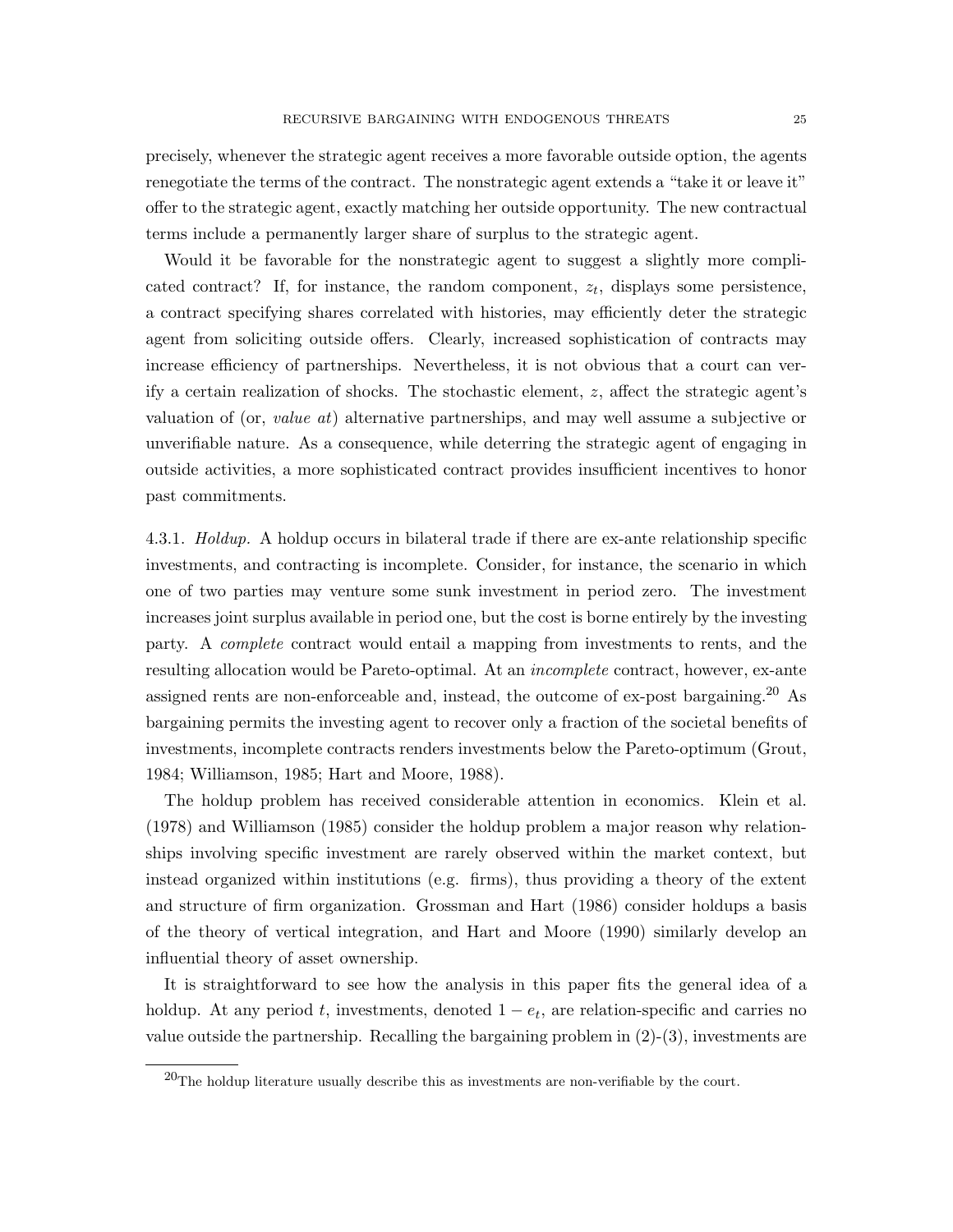precisely, whenever the strategic agent receives a more favorable outside option, the agents renegotiate the terms of the contract. The nonstrategic agent extends a "take it or leave it" offer to the strategic agent, exactly matching her outside opportunity. The new contractual terms include a permanently larger share of surplus to the strategic agent.

Would it be favorable for the nonstrategic agent to suggest a slightly more complicated contract? If, for instance, the random component, $z_t$, displays some persistence, a contract specifying shares correlated with histories, may efficiently deter the strategic agent from soliciting outside offers. Clearly, increased sophistication of contracts may increase efficiency of partnerships. Nevertheless, it is not obvious that a court can verify a certain realization of shocks. The stochastic element, $z$, affect the strategic agent's valuation of (or, *value at*) alternative partnerships, and may well assume a subjective or unverifiable nature. As a consequence, while deterring the strategic agent of engaging in outside activities, a more sophisticated contract provides insufficient incentives to honor past commitments.

4.3.1. *Holdup.* A holdup occurs in bilateral trade if there are ex-ante relationship specific investments, and contracting is incomplete. Consider, for instance, the scenario in which one of two parties may venture some sunk investment in period zero. The investment increases joint surplus available in period one, but the cost is borne entirely by the investing party. A *complete* contract would entail a mapping from investments to rents, and the resulting allocation would be Pareto-optimal. At an *incomplete* contract, however, ex-ante assigned rents are non-enforceable and, instead, the outcome of ex-post bargaining.[20] As bargaining permits the investing agent to recover only a fraction of the societal benefits of investments, incomplete contracts renders investments below the Pareto-optimum (Grout, 1984; Williamson, 1985; Hart and Moore, 1988).

The holdup problem has received considerable attention in economics. Klein et al. (1978) and Williamson (1985) consider the holdup problem a major reason why relationships involving specific investment are rarely observed within the market context, but instead organized within institutions (e.g. firms), thus providing a theory of the extent and structure of firm organization. Grossman and Hart (1986) consider holdups a basis of the theory of vertical integration, and Hart and Moore (1990) similarly develop an influential theory of asset ownership.

It is straightforward to see how the analysis in this paper fits the general idea of a holdup. At any period $t$, investments, denoted $1 - e_t$, are relation-specific and carries no value outside the partnership. Recalling the bargaining problem in (2)-(3), investments are

[20]The holdup literature usually describe this as investments are non-verifiable by the court.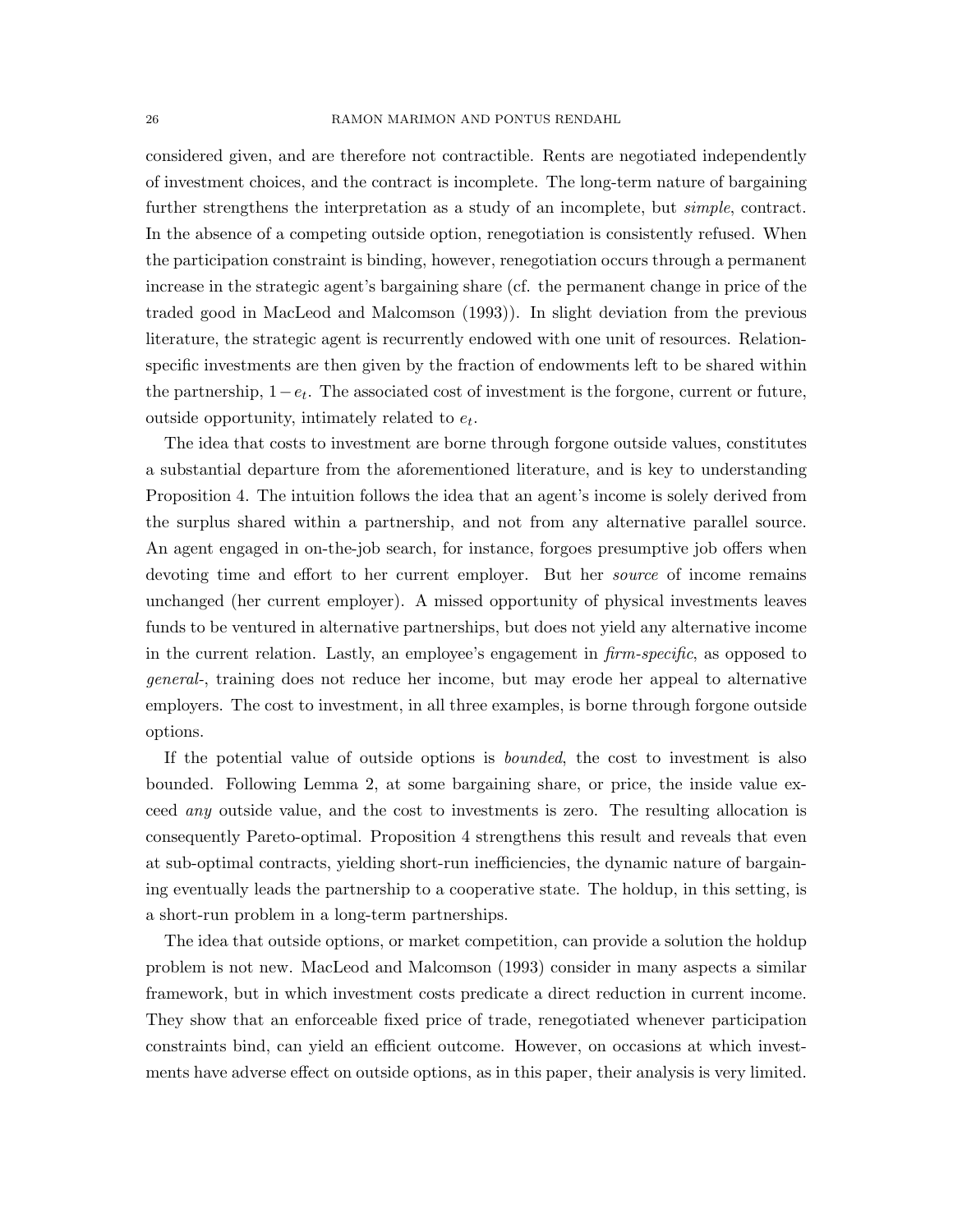considered given, and are therefore not contractible. Rents are negotiated independently of investment choices, and the contract is incomplete. The long-term nature of bargaining further strengthens the interpretation as a study of an incomplete, but *simple*, contract. In the absence of a competing outside option, renegotiation is consistently refused. When the participation constraint is binding, however, renegotiation occurs through a permanent increase in the strategic agent's bargaining share (cf. the permanent change in price of the traded good in MacLeod and Malcomson (1993)). In slight deviation from the previous literature, the strategic agent is recurrently endowed with one unit of resources. Relation-specific investments are then given by the fraction of endowments left to be shared within the partnership, $1 - e_t$. The associated cost of investment is the forgone, current or future, outside opportunity, intimately related to $e_t$.

The idea that costs to investment are borne through forgone outside values, constitutes a substantial departure from the aforementioned literature, and is key to understanding Proposition 4. The intuition follows the idea that an agent's income is solely derived from the surplus shared within a partnership, and not from any alternative parallel source. An agent engaged in on-the-job search, for instance, forgoes presumptive job offers when devoting time and effort to her current employer. But her *source* of income remains unchanged (her current employer). A missed opportunity of physical investments leaves funds to be ventured in alternative partnerships, but does not yield any alternative income in the current relation. Lastly, an employee's engagement in *firm-specific*, as opposed to *general*-, training does not reduce her income, but may erode her appeal to alternative employers. The cost to investment, in all three examples, is borne through forgone outside options.

If the potential value of outside options is *bounded*, the cost to investment is also bounded. Following Lemma 2, at some bargaining share, or price, the inside value exceed *any* outside value, and the cost to investments is zero. The resulting allocation is consequently Pareto-optimal. Proposition 4 strengthens this result and reveals that even at sub-optimal contracts, yielding short-run inefficiencies, the dynamic nature of bargaining eventually leads the partnership to a cooperative state. The holdup, in this setting, is a short-run problem in a long-term partnerships.

The idea that outside options, or market competition, can provide a solution the holdup problem is not new. MacLeod and Malcomson (1993) consider in many aspects a similar framework, but in which investment costs predicate a direct reduction in current income. They show that an enforceable fixed price of trade, renegotiated whenever participation constraints bind, can yield an efficient outcome. However, on occasions at which investments have adverse effect on outside options, as in this paper, their analysis is very limited.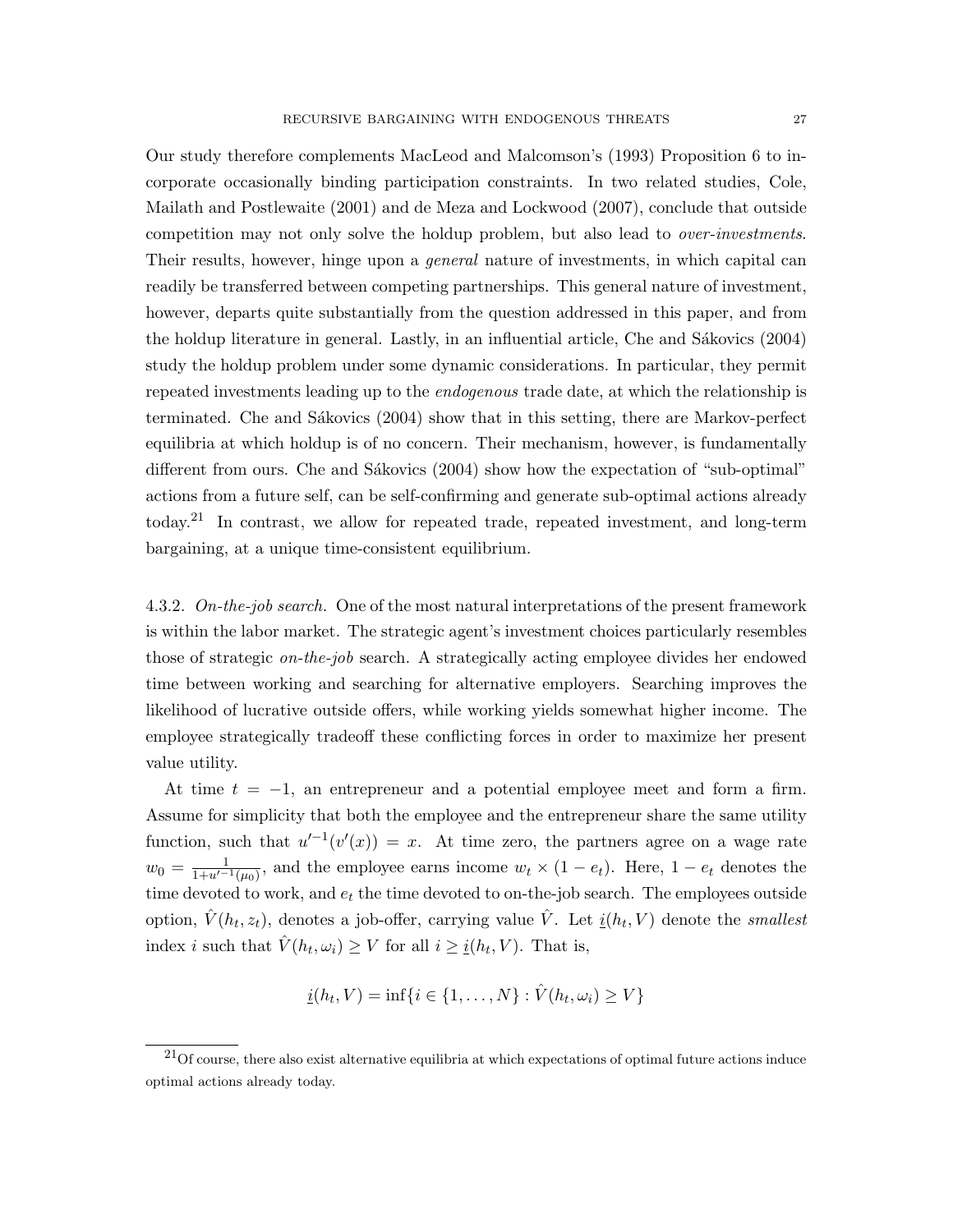Our study therefore complements MacLeod and Malcomson's (1993) Proposition 6 to incorporate occasionally binding participation constraints. In two related studies, Cole, Mailath and Postlewaite (2001) and de Meza and Lockwood (2007), conclude that outside competition may not only solve the holdup problem, but also lead to *over-investments*. Their results, however, hinge upon a *general* nature of investments, in which capital can readily be transferred between competing partnerships. This general nature of investment, however, departs quite substantially from the question addressed in this paper, and from the holdup literature in general. Lastly, in an influential article, Che and Sákovics (2004) study the holdup problem under some dynamic considerations. In particular, they permit repeated investments leading up to the *endogenous* trade date, at which the relationship is terminated. Che and Sákovics (2004) show that in this setting, there are Markov-perfect equilibria at which holdup is of no concern. Their mechanism, however, is fundamentally different from ours. Che and Sákovics (2004) show how the expectation of "sub-optimal" actions from a future self, can be self-confirming and generate sub-optimal actions already today.[21] In contrast, we allow for repeated trade, repeated investment, and long-term bargaining, at a unique time-consistent equilibrium.

4.3.2. *On-the-job search.* One of the most natural interpretations of the present framework is within the labor market. The strategic agent's investment choices particularly resembles those of strategic *on-the-job* search. A strategically acting employee divides her endowed time between working and searching for alternative employers. Searching improves the likelihood of lucrative outside offers, while working yields somewhat higher income. The employee strategically tradeoff these conflicting forces in order to maximize her present value utility.

At time $t = -1$, an entrepreneur and a potential employee meet and form a firm. Assume for simplicity that both the employee and the entrepreneur share the same utility function, such that $u'^{-1}(v'(x)) = x$. At time zero, the partners agree on a wage rate $w_0 = \frac{1}{1+u'^{-1}(\mu_0)}$, and the employee earns income $w_t \times (1 - e_t)$. Here, $1 - e_t$ denotes the time devoted to work, and $e_t$ the time devoted to on-the-job search. The employees outside option, $\hat{V}(h_t, z_t)$, denotes a job-offer, carrying value $\hat{V}$. Let $\underline{i}(h_t, V)$ denote the *smallest* index $i$ such that $\hat{V}(h_t, \omega_i) \geq V$ for all $i \geq \underline{i}(h_t, V)$. That is,

$$\underline{i}(h_t, V) = \inf\{i \in \{1, \ldots, N\} : \hat{V}(h_t, \omega_i) \geq V\}$$

---

[21] Of course, there also exist alternative equilibria at which expectations of optimal future actions induce optimal actions already today.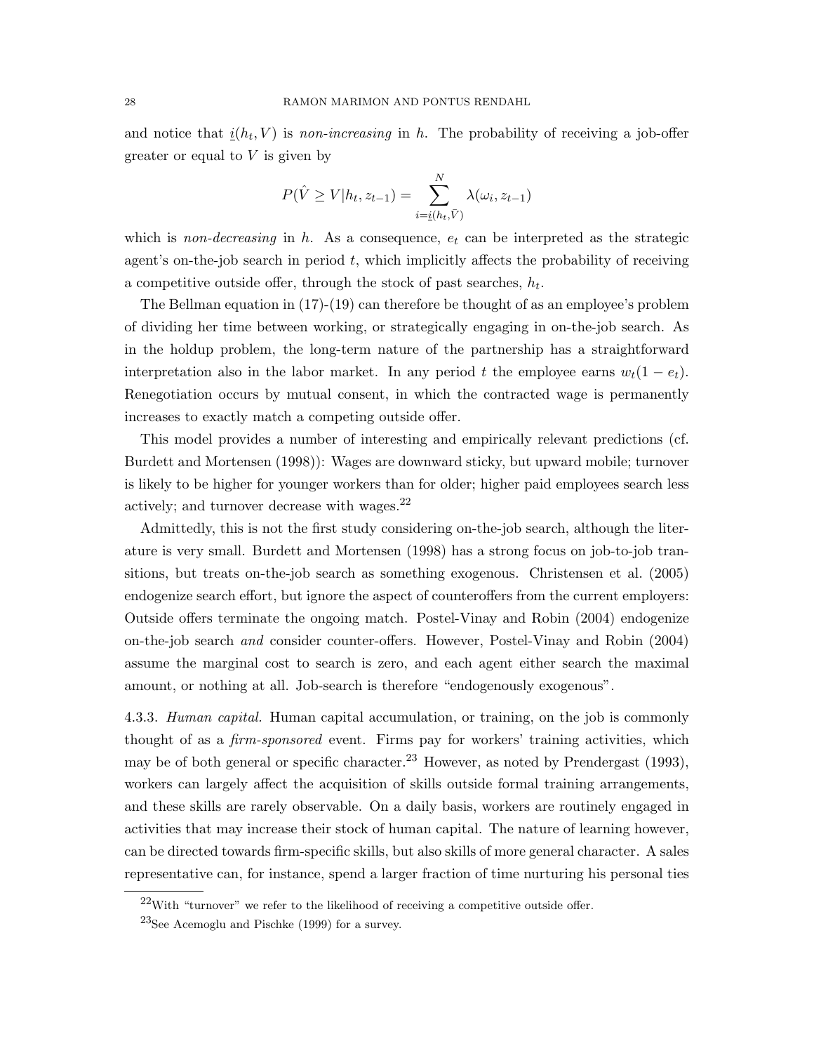and notice that $\underline{i}(h_t, V)$ is *non-increasing* in $h$. The probability of receiving a job-offer greater or equal to $V$ is given by

$$P(\hat{V} \geq V | h_t, z_{t-1}) = \sum_{i=\underline{i}(h_t, \bar{V})}^{N} \lambda(\omega_i, z_{t-1})$$

which is *non-decreasing* in $h$. As a consequence, $e_t$ can be interpreted as the strategic agent's on-the-job search in period $t$, which implicitly affects the probability of receiving a competitive outside offer, through the stock of past searches, $h_t$.

The Bellman equation in (17)-(19) can therefore be thought of as an employee's problem of dividing her time between working, or strategically engaging in on-the-job search. As in the holdup problem, the long-term nature of the partnership has a straightforward interpretation also in the labor market. In any period $t$ the employee earns $w_t(1 - e_t)$. Renegotiation occurs by mutual consent, in which the contracted wage is permanently increases to exactly match a competing outside offer.

This model provides a number of interesting and empirically relevant predictions (cf. Burdett and Mortensen (1998)): Wages are downward sticky, but upward mobile; turnover is likely to be higher for younger workers than for older; higher paid employees search less actively; and turnover decrease with wages.[22]

Admittedly, this is not the first study considering on-the-job search, although the literature is very small. Burdett and Mortensen (1998) has a strong focus on job-to-job transitions, but treats on-the-job search as something exogenous. Christensen et al. (2005) endogenize search effort, but ignore the aspect of counteroffers from the current employers: Outside offers terminate the ongoing match. Postel-Vinay and Robin (2004) endogenize on-the-job search *and* consider counter-offers. However, Postel-Vinay and Robin (2004) assume the marginal cost to search is zero, and each agent either search the maximal amount, or nothing at all. Job-search is therefore "endogenously exogenous".

4.3.3. *Human capital.* Human capital accumulation, or training, on the job is commonly thought of as a *firm-sponsored* event. Firms pay for workers' training activities, which may be of both general or specific character.[23] However, as noted by Prendergast (1993), workers can largely affect the acquisition of skills outside formal training arrangements, and these skills are rarely observable. On a daily basis, workers are routinely engaged in activities that may increase their stock of human capital. The nature of learning however, can be directed towards firm-specific skills, but also skills of more general character. A sales representative can, for instance, spend a larger fraction of time nurturing his personal ties

[22] With "turnover" we refer to the likelihood of receiving a competitive outside offer.

[23] See Acemoglu and Pischke (1999) for a survey.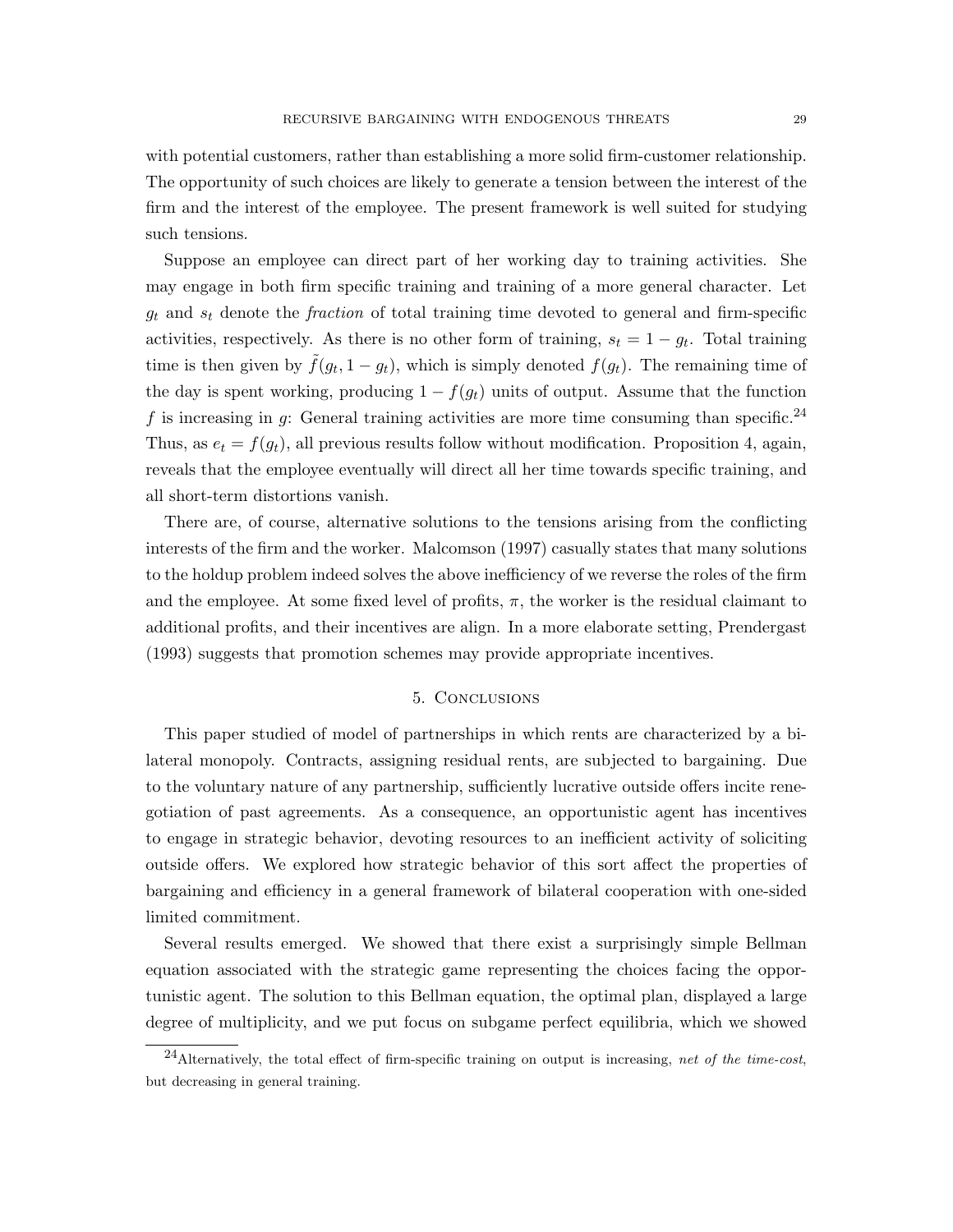with potential customers, rather than establishing a more solid firm-customer relationship. The opportunity of such choices are likely to generate a tension between the interest of the firm and the interest of the employee. The present framework is well suited for studying such tensions.

Suppose an employee can direct part of her working day to training activities. She may engage in both firm specific training and training of a more general character. Let $g_t$ and $s_t$ denote the *fraction* of total training time devoted to general and firm-specific activities, respectively. As there is no other form of training, $s_t = 1 - g_t$. Total training time is then given by $\tilde{f}(g_t, 1 - g_t)$, which is simply denoted $f(g_t)$. The remaining time of the day is spent working, producing $1 - f(g_t)$ units of output. Assume that the function $f$ is increasing in $g$: General training activities are more time consuming than specific.[24] Thus, as $e_t = f(g_t)$, all previous results follow without modification. Proposition 4, again, reveals that the employee eventually will direct all her time towards specific training, and all short-term distortions vanish.

There are, of course, alternative solutions to the tensions arising from the conflicting interests of the firm and the worker. Malcomson (1997) casually states that many solutions to the holdup problem indeed solves the above inefficiency of we reverse the roles of the firm and the employee. At some fixed level of profits, $\pi$, the worker is the residual claimant to additional profits, and their incentives are align. In a more elaborate setting, Prendergast (1993) suggests that promotion schemes may provide appropriate incentives.

## 5. Conclusions

This paper studied of model of partnerships in which rents are characterized by a bilateral monopoly. Contracts, assigning residual rents, are subjected to bargaining. Due to the voluntary nature of any partnership, sufficiently lucrative outside offers incite renegotiation of past agreements. As a consequence, an opportunistic agent has incentives to engage in strategic behavior, devoting resources to an inefficient activity of soliciting outside offers. We explored how strategic behavior of this sort affect the properties of bargaining and efficiency in a general framework of bilateral cooperation with one-sided limited commitment.

Several results emerged. We showed that there exist a surprisingly simple Bellman equation associated with the strategic game representing the choices facing the opportunistic agent. The solution to this Bellman equation, the optimal plan, displayed a large degree of multiplicity, and we put focus on subgame perfect equilibria, which we showed

[24] Alternatively, the total effect of firm-specific training on output is increasing, *net of the time-cost*, but decreasing in general training.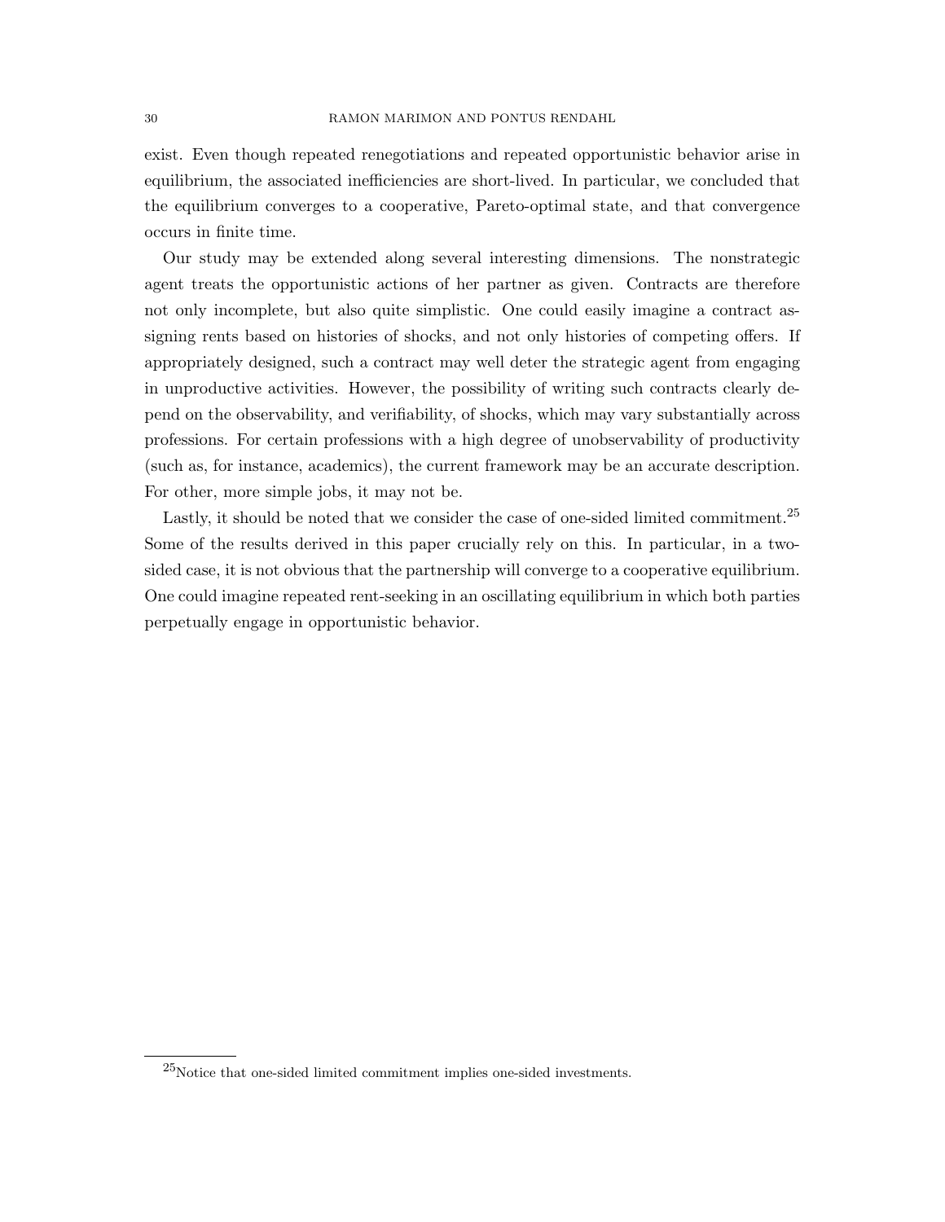exist. Even though repeated renegotiations and repeated opportunistic behavior arise in equilibrium, the associated inefficiencies are short-lived. In particular, we concluded that the equilibrium converges to a cooperative, Pareto-optimal state, and that convergence occurs in finite time.

Our study may be extended along several interesting dimensions. The nonstrategic agent treats the opportunistic actions of her partner as given. Contracts are therefore not only incomplete, but also quite simplistic. One could easily imagine a contract assigning rents based on histories of shocks, and not only histories of competing offers. If appropriately designed, such a contract may well deter the strategic agent from engaging in unproductive activities. However, the possibility of writing such contracts clearly depend on the observability, and verifiability, of shocks, which may vary substantially across professions. For certain professions with a high degree of unobservability of productivity (such as, for instance, academics), the current framework may be an accurate description. For other, more simple jobs, it may not be.

Lastly, it should be noted that we consider the case of one-sided limited commitment.[25] Some of the results derived in this paper crucially rely on this. In particular, in a two-sided case, it is not obvious that the partnership will converge to a cooperative equilibrium. One could imagine repeated rent-seeking in an oscillating equilibrium in which both parties perpetually engage in opportunistic behavior.

[25]Notice that one-sided limited commitment implies one-sided investments.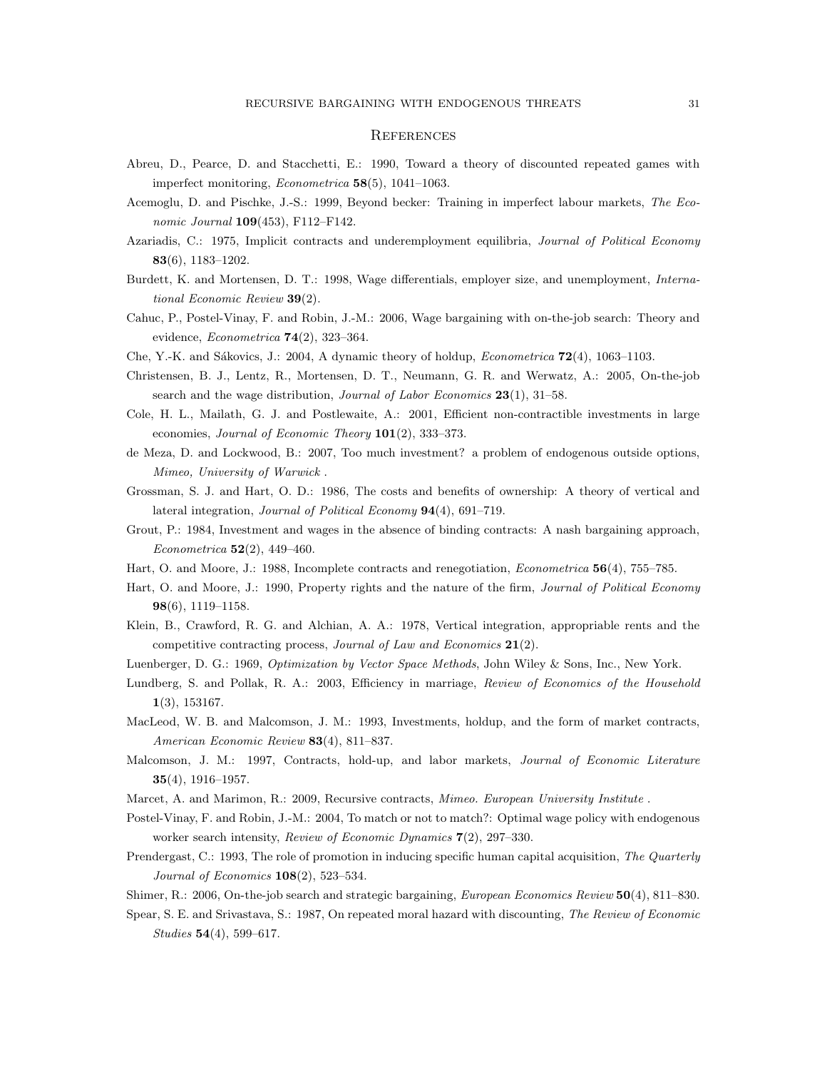## References

Abreu, D., Pearce, D. and Stacchetti, E.: 1990, Toward a theory of discounted repeated games with imperfect monitoring, *Econometrica* **58**(5), 1041–1063.

Acemoglu, D. and Pischke, J.-S.: 1999, Beyond becker: Training in imperfect labour markets, *The Economic Journal* **109**(453), F112–F142.

Azariadis, C.: 1975, Implicit contracts and underemployment equilibria, *Journal of Political Economy* **83**(6), 1183–1202.

Burdett, K. and Mortensen, D. T.: 1998, Wage differentials, employer size, and unemployment, *International Economic Review* **39**(2).

Cahuc, P., Postel-Vinay, F. and Robin, J.-M.: 2006, Wage bargaining with on-the-job search: Theory and evidence, *Econometrica* **74**(2), 323–364.

Che, Y.-K. and Sákovics, J.: 2004, A dynamic theory of holdup, *Econometrica* **72**(4), 1063–1103.

Christensen, B. J., Lentz, R., Mortensen, D. T., Neumann, G. R. and Werwatz, A.: 2005, On-the-job search and the wage distribution, *Journal of Labor Economics* **23**(1), 31–58.

Cole, H. L., Mailath, G. J. and Postlewaite, A.: 2001, Efficient non-contractible investments in large economies, *Journal of Economic Theory* **101**(2), 333–373.

de Meza, D. and Lockwood, B.: 2007, Too much investment? a problem of endogenous outside options, *Mimeo, University of Warwick* .

Grossman, S. J. and Hart, O. D.: 1986, The costs and benefits of ownership: A theory of vertical and lateral integration, *Journal of Political Economy* **94**(4), 691–719.

Grout, P.: 1984, Investment and wages in the absence of binding contracts: A nash bargaining approach, *Econometrica* **52**(2), 449–460.

Hart, O. and Moore, J.: 1988, Incomplete contracts and renegotiation, *Econometrica* **56**(4), 755–785.

Hart, O. and Moore, J.: 1990, Property rights and the nature of the firm, *Journal of Political Economy* **98**(6), 1119–1158.

Klein, B., Crawford, R. G. and Alchian, A. A.: 1978, Vertical integration, appropriable rents and the competitive contracting process, *Journal of Law and Economics* **21**(2).

Luenberger, D. G.: 1969, *Optimization by Vector Space Methods*, John Wiley & Sons, Inc., New York.

Lundberg, S. and Pollak, R. A.: 2003, Efficiency in marriage, *Review of Economics of the Household* **1**(3), 153167.

MacLeod, W. B. and Malcomson, J. M.: 1993, Investments, holdup, and the form of market contracts, *American Economic Review* **83**(4), 811–837.

Malcomson, J. M.: 1997, Contracts, hold-up, and labor markets, *Journal of Economic Literature* **35**(4), 1916–1957.

Marcet, A. and Marimon, R.: 2009, Recursive contracts, *Mimeo. European University Institute* .

Postel-Vinay, F. and Robin, J.-M.: 2004, To match or not to match?: Optimal wage policy with endogenous worker search intensity, *Review of Economic Dynamics* **7**(2), 297–330.

Prendergast, C.: 1993, The role of promotion in inducing specific human capital acquisition, *The Quarterly Journal of Economics* **108**(2), 523–534.

Shimer, R.: 2006, On-the-job search and strategic bargaining, *European Economics Review* **50**(4), 811–830.

Spear, S. E. and Srivastava, S.: 1987, On repeated moral hazard with discounting, *The Review of Economic Studies* **54**(4), 599–617.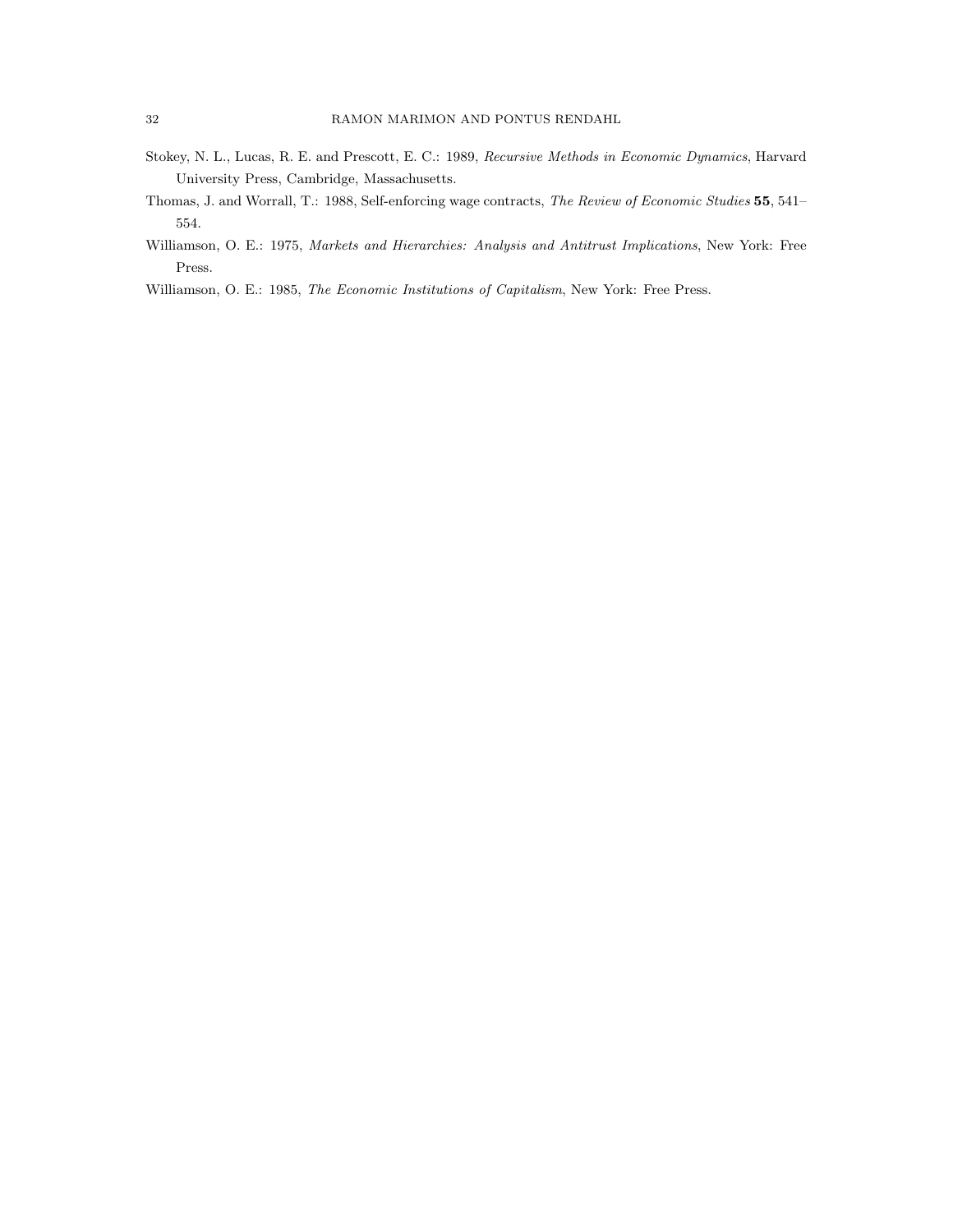Stokey, N. L., Lucas, R. E. and Prescott, E. C.: 1989, *Recursive Methods in Economic Dynamics*, Harvard University Press, Cambridge, Massachusetts.

Thomas, J. and Worrall, T.: 1988, Self-enforcing wage contracts, *The Review of Economic Studies* **55**, 541–554.

Williamson, O. E.: 1975, *Markets and Hierarchies: Analysis and Antitrust Implications*, New York: Free Press.

Williamson, O. E.: 1985, *The Economic Institutions of Capitalism*, New York: Free Press.